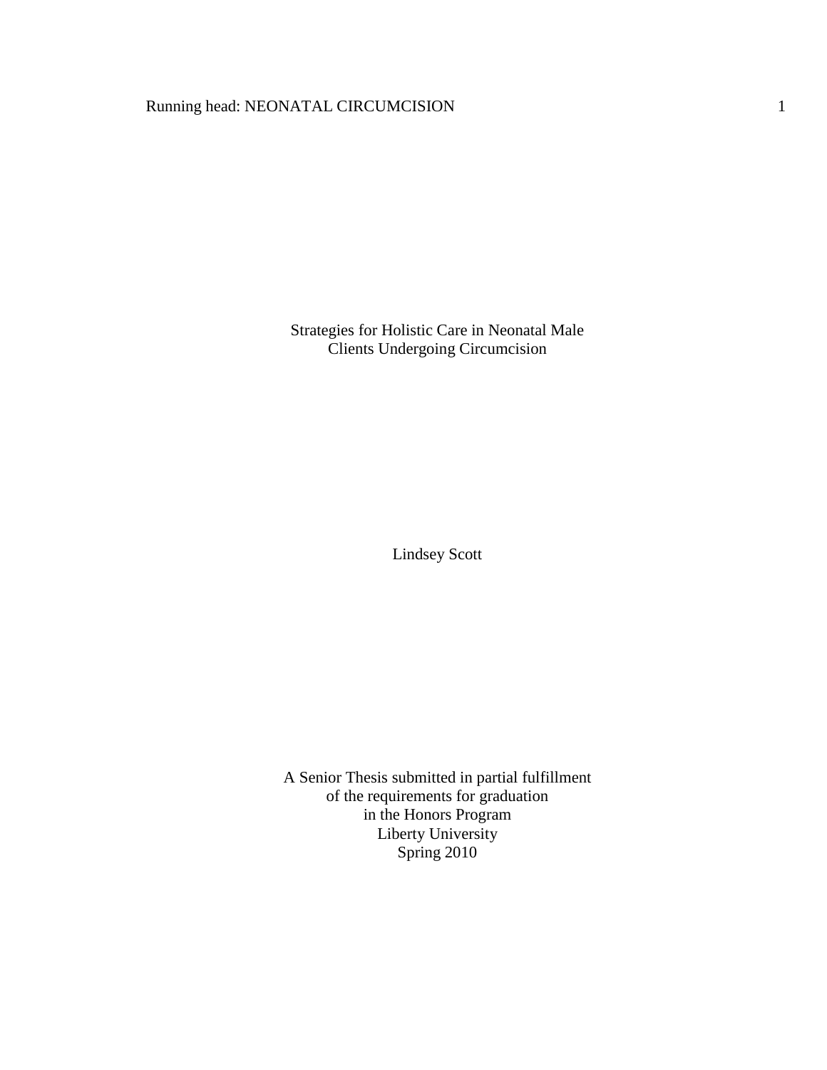# Strategies for Holistic Care in Neonatal Male Clients Undergoing Circumcision

Lindsey Scott

A Senior Thesis submitted in partial fulfillment
of the requirements for graduation
in the Honors Program
Liberty University
Spring 2010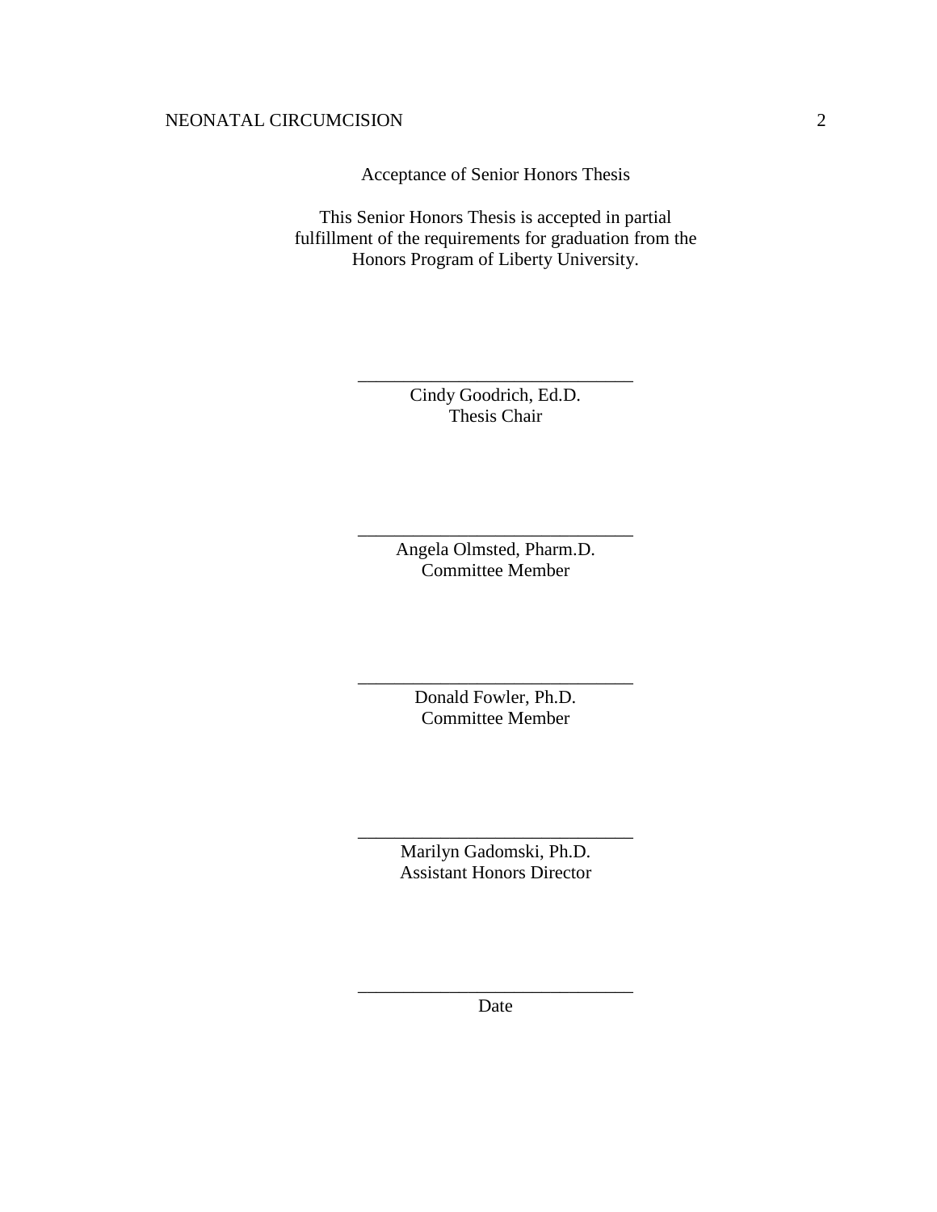Acceptance of Senior Honors Thesis

This Senior Honors Thesis is accepted in partial fulfillment of the requirements for graduation from the Honors Program of Liberty University.

______________________________
Cindy Goodrich, Ed.D.
Thesis Chair

______________________________
Angela Olmsted, Pharm.D.
Committee Member

______________________________
Donald Fowler, Ph.D.
Committee Member

______________________________
Marilyn Gadomski, Ph.D.
Assistant Honors Director

______________________________
Date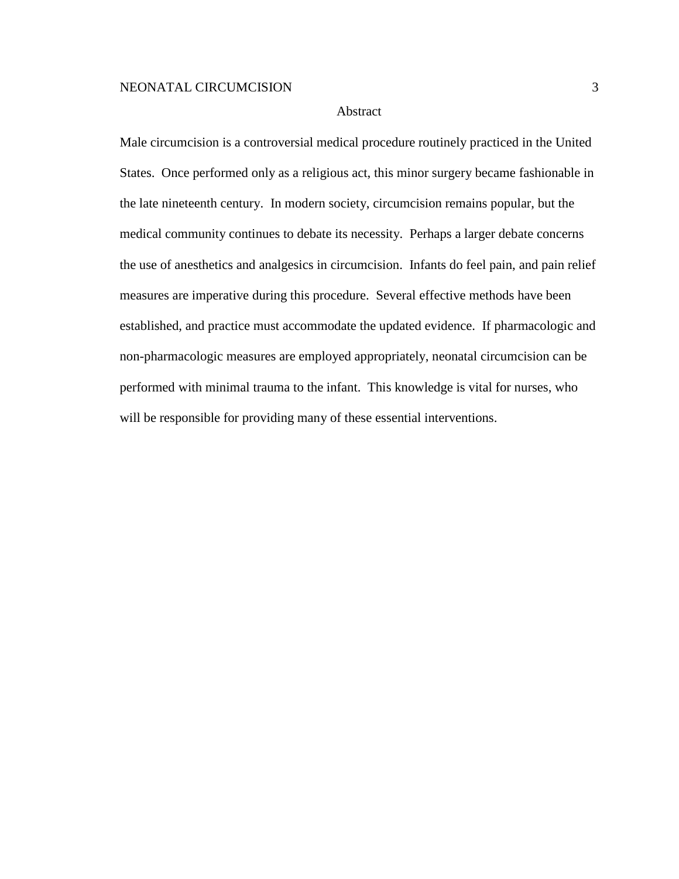## Abstract

Male circumcision is a controversial medical procedure routinely practiced in the United States. Once performed only as a religious act, this minor surgery became fashionable in the late nineteenth century. In modern society, circumcision remains popular, but the medical community continues to debate its necessity. Perhaps a larger debate concerns the use of anesthetics and analgesics in circumcision. Infants do feel pain, and pain relief measures are imperative during this procedure. Several effective methods have been established, and practice must accommodate the updated evidence. If pharmacologic and non-pharmacologic measures are employed appropriately, neonatal circumcision can be performed with minimal trauma to the infant. This knowledge is vital for nurses, who will be responsible for providing many of these essential interventions.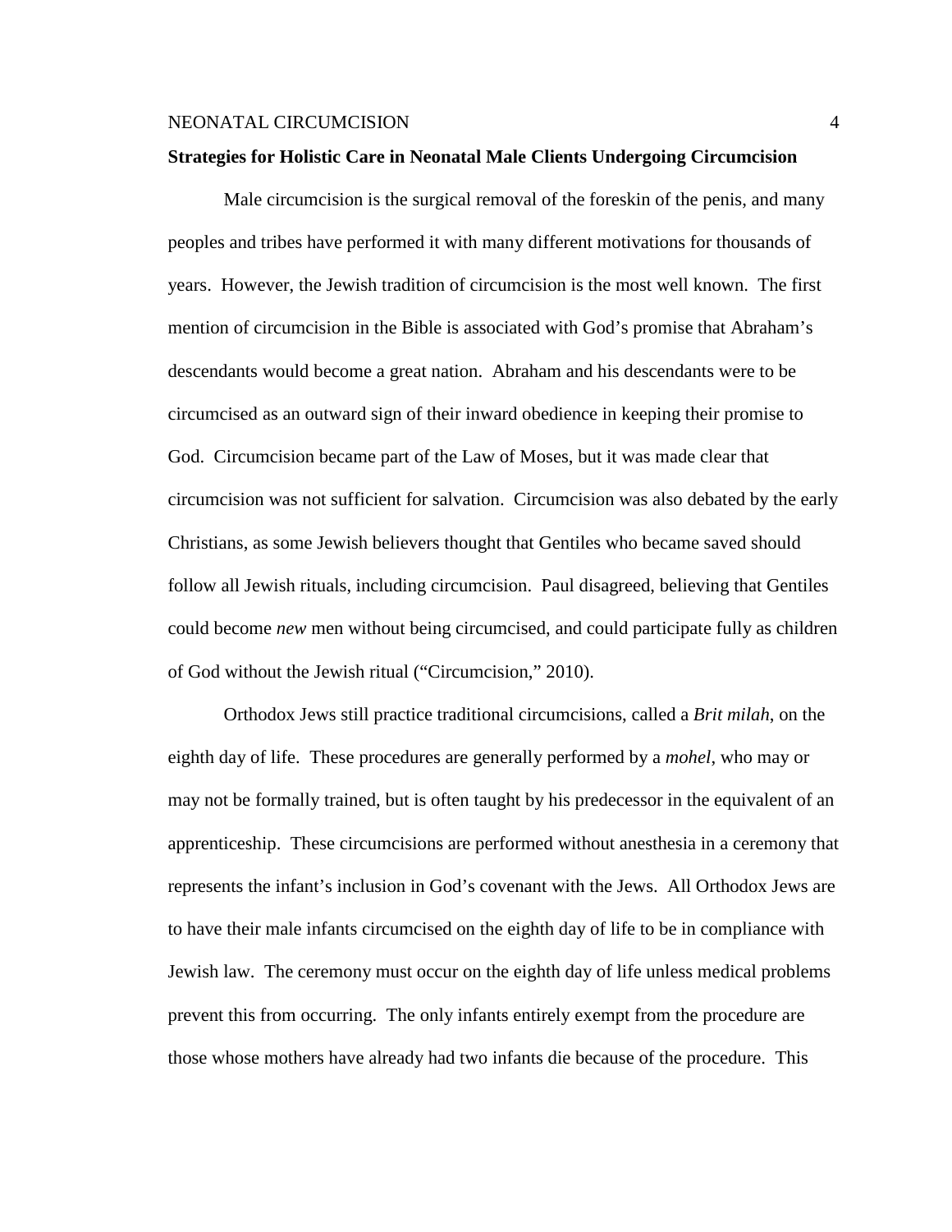**Strategies for Holistic Care in Neonatal Male Clients Undergoing Circumcision**

Male circumcision is the surgical removal of the foreskin of the penis, and many peoples and tribes have performed it with many different motivations for thousands of years. However, the Jewish tradition of circumcision is the most well known. The first mention of circumcision in the Bible is associated with God's promise that Abraham's descendants would become a great nation. Abraham and his descendants were to be circumcised as an outward sign of their inward obedience in keeping their promise to God. Circumcision became part of the Law of Moses, but it was made clear that circumcision was not sufficient for salvation. Circumcision was also debated by the early Christians, as some Jewish believers thought that Gentiles who became saved should follow all Jewish rituals, including circumcision. Paul disagreed, believing that Gentiles could become *new* men without being circumcised, and could participate fully as children of God without the Jewish ritual ("Circumcision," 2010).

Orthodox Jews still practice traditional circumcisions, called a *Brit milah*, on the eighth day of life. These procedures are generally performed by a *mohel*, who may or may not be formally trained, but is often taught by his predecessor in the equivalent of an apprenticeship. These circumcisions are performed without anesthesia in a ceremony that represents the infant's inclusion in God's covenant with the Jews. All Orthodox Jews are to have their male infants circumcised on the eighth day of life to be in compliance with Jewish law. The ceremony must occur on the eighth day of life unless medical problems prevent this from occurring. The only infants entirely exempt from the procedure are those whose mothers have already had two infants die because of the procedure. This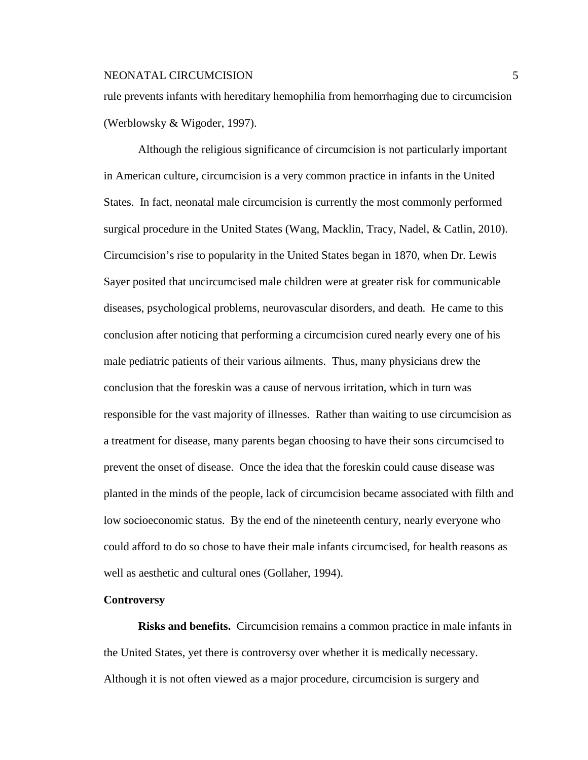rule prevents infants with hereditary hemophilia from hemorrhaging due to circumcision (Werblowsky & Wigoder, 1997).

Although the religious significance of circumcision is not particularly important in American culture, circumcision is a very common practice in infants in the United States. In fact, neonatal male circumcision is currently the most commonly performed surgical procedure in the United States (Wang, Macklin, Tracy, Nadel, & Catlin, 2010). Circumcision's rise to popularity in the United States began in 1870, when Dr. Lewis Sayer posited that uncircumcised male children were at greater risk for communicable diseases, psychological problems, neurovascular disorders, and death. He came to this conclusion after noticing that performing a circumcision cured nearly every one of his male pediatric patients of their various ailments. Thus, many physicians drew the conclusion that the foreskin was a cause of nervous irritation, which in turn was responsible for the vast majority of illnesses. Rather than waiting to use circumcision as a treatment for disease, many parents began choosing to have their sons circumcised to prevent the onset of disease. Once the idea that the foreskin could cause disease was planted in the minds of the people, lack of circumcision became associated with filth and low socioeconomic status. By the end of the nineteenth century, nearly everyone who could afford to do so chose to have their male infants circumcised, for health reasons as well as aesthetic and cultural ones (Gollaher, 1994).

## Controversy

**Risks and benefits.** Circumcision remains a common practice in male infants in the United States, yet there is controversy over whether it is medically necessary. Although it is not often viewed as a major procedure, circumcision is surgery and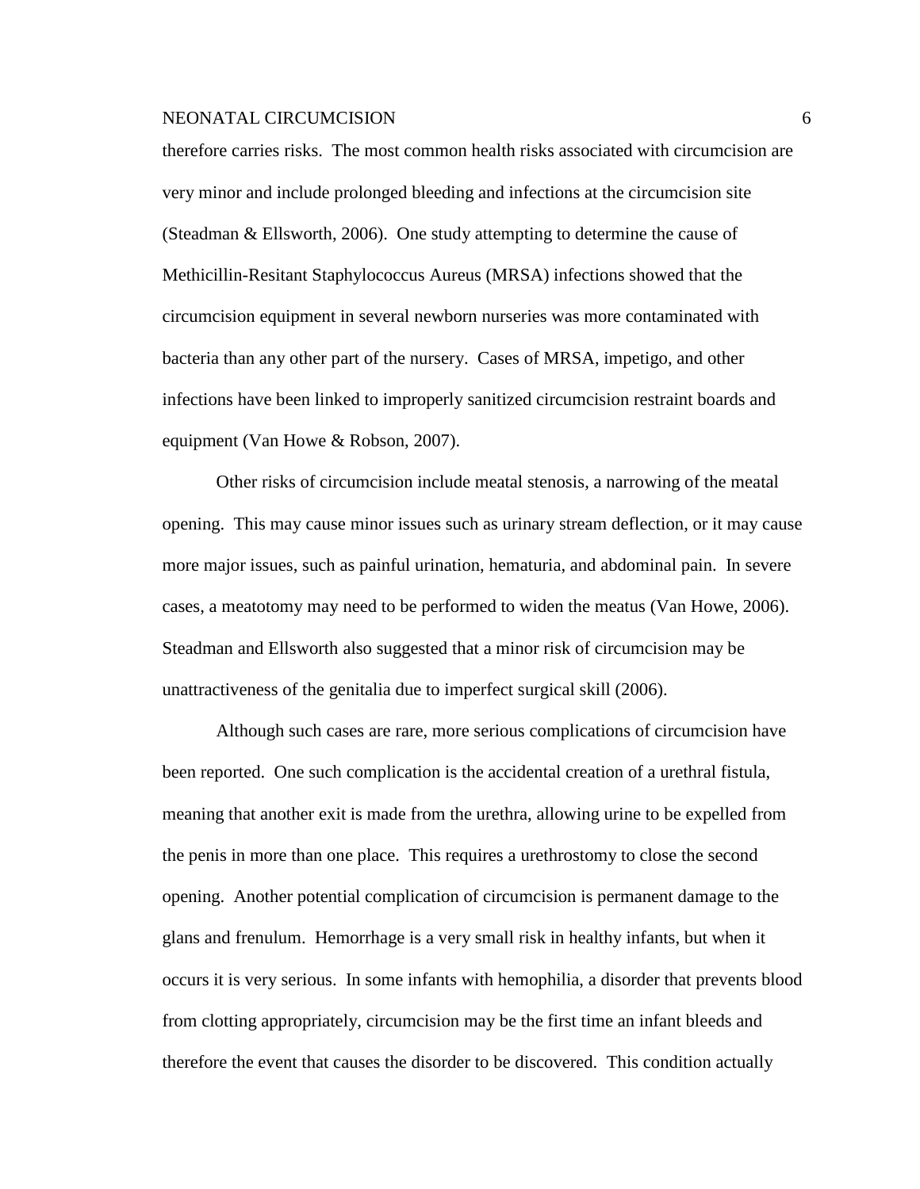therefore carries risks. The most common health risks associated with circumcision are very minor and include prolonged bleeding and infections at the circumcision site (Steadman & Ellsworth, 2006). One study attempting to determine the cause of Methicillin-Resitant Staphylococcus Aureus (MRSA) infections showed that the circumcision equipment in several newborn nurseries was more contaminated with bacteria than any other part of the nursery. Cases of MRSA, impetigo, and other infections have been linked to improperly sanitized circumcision restraint boards and equipment (Van Howe & Robson, 2007).

Other risks of circumcision include meatal stenosis, a narrowing of the meatal opening. This may cause minor issues such as urinary stream deflection, or it may cause more major issues, such as painful urination, hematuria, and abdominal pain. In severe cases, a meatotomy may need to be performed to widen the meatus (Van Howe, 2006). Steadman and Ellsworth also suggested that a minor risk of circumcision may be unattractiveness of the genitalia due to imperfect surgical skill (2006).

Although such cases are rare, more serious complications of circumcision have been reported. One such complication is the accidental creation of a urethral fistula, meaning that another exit is made from the urethra, allowing urine to be expelled from the penis in more than one place. This requires a urethrostomy to close the second opening. Another potential complication of circumcision is permanent damage to the glans and frenulum. Hemorrhage is a very small risk in healthy infants, but when it occurs it is very serious. In some infants with hemophilia, a disorder that prevents blood from clotting appropriately, circumcision may be the first time an infant bleeds and therefore the event that causes the disorder to be discovered. This condition actually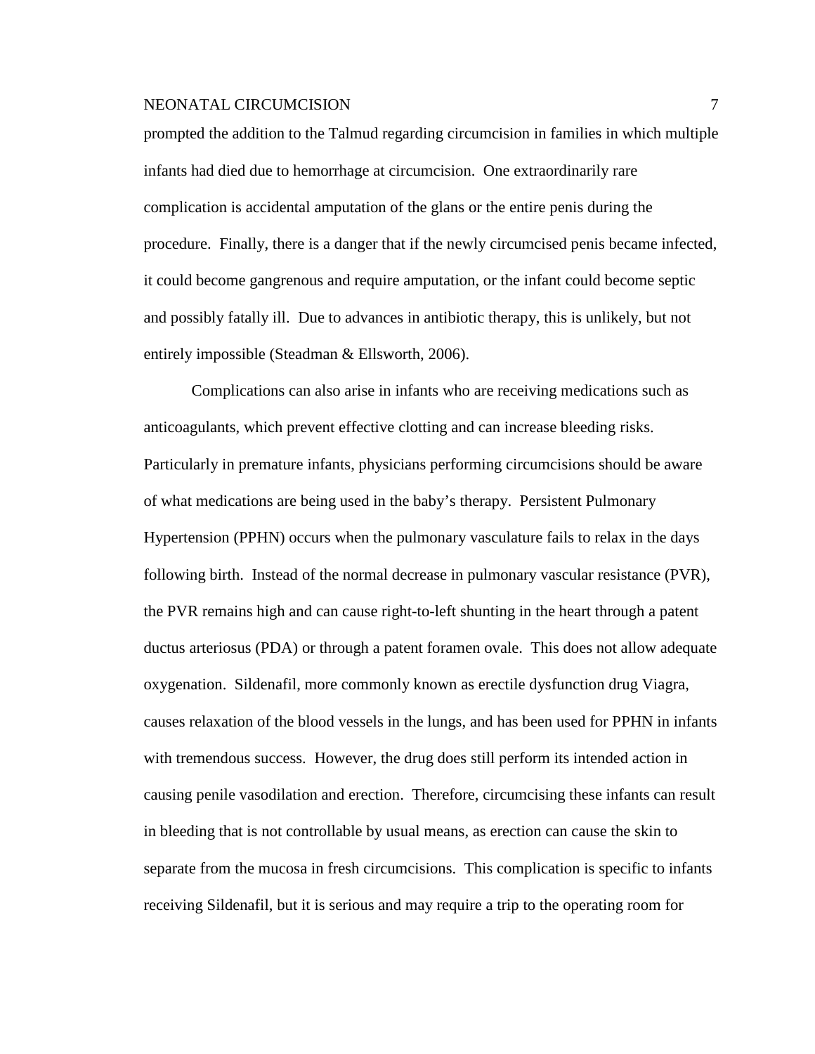prompted the addition to the Talmud regarding circumcision in families in which multiple infants had died due to hemorrhage at circumcision. One extraordinarily rare complication is accidental amputation of the glans or the entire penis during the procedure. Finally, there is a danger that if the newly circumcised penis became infected, it could become gangrenous and require amputation, or the infant could become septic and possibly fatally ill. Due to advances in antibiotic therapy, this is unlikely, but not entirely impossible (Steadman & Ellsworth, 2006).

Complications can also arise in infants who are receiving medications such as anticoagulants, which prevent effective clotting and can increase bleeding risks. Particularly in premature infants, physicians performing circumcisions should be aware of what medications are being used in the baby's therapy. Persistent Pulmonary Hypertension (PPHN) occurs when the pulmonary vasculature fails to relax in the days following birth. Instead of the normal decrease in pulmonary vascular resistance (PVR), the PVR remains high and can cause right-to-left shunting in the heart through a patent ductus arteriosus (PDA) or through a patent foramen ovale. This does not allow adequate oxygenation. Sildenafil, more commonly known as erectile dysfunction drug Viagra, causes relaxation of the blood vessels in the lungs, and has been used for PPHN in infants with tremendous success. However, the drug does still perform its intended action in causing penile vasodilation and erection. Therefore, circumcising these infants can result in bleeding that is not controllable by usual means, as erection can cause the skin to separate from the mucosa in fresh circumcisions. This complication is specific to infants receiving Sildenafil, but it is serious and may require a trip to the operating room for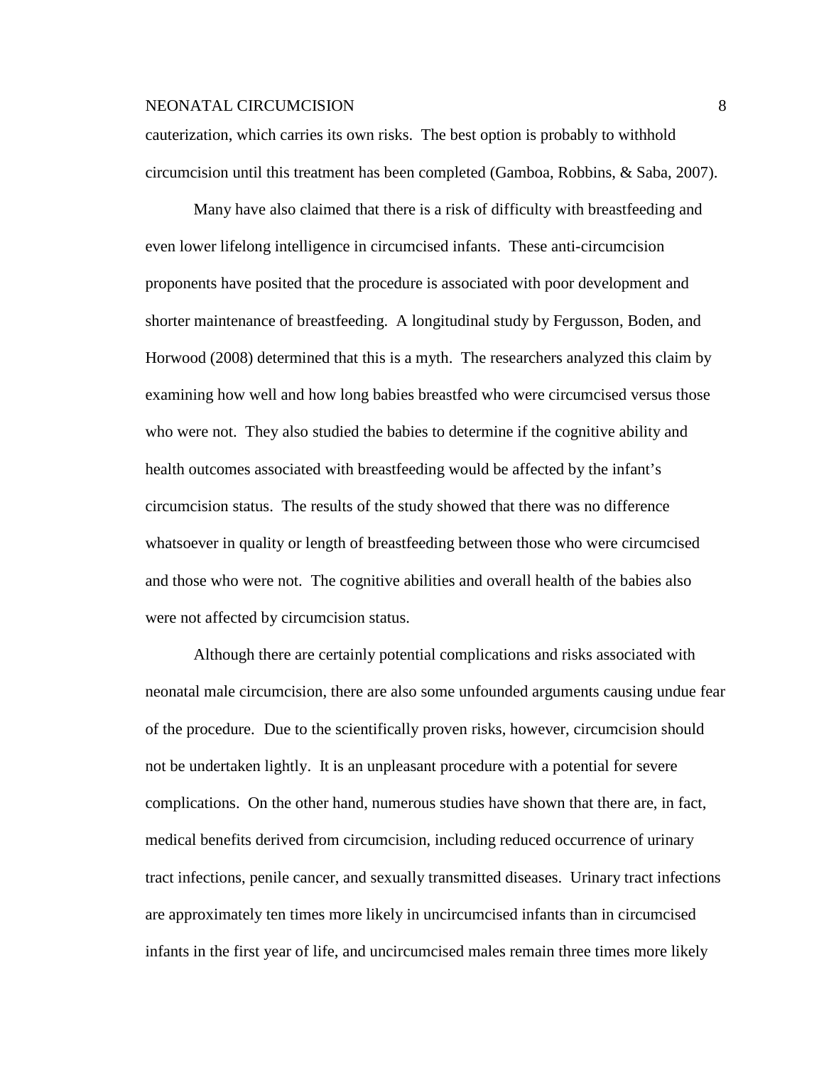cauterization, which carries its own risks. The best option is probably to withhold circumcision until this treatment has been completed (Gamboa, Robbins, & Saba, 2007).

Many have also claimed that there is a risk of difficulty with breastfeeding and even lower lifelong intelligence in circumcised infants. These anti-circumcision proponents have posited that the procedure is associated with poor development and shorter maintenance of breastfeeding. A longitudinal study by Fergusson, Boden, and Horwood (2008) determined that this is a myth. The researchers analyzed this claim by examining how well and how long babies breastfed who were circumcised versus those who were not. They also studied the babies to determine if the cognitive ability and health outcomes associated with breastfeeding would be affected by the infant's circumcision status. The results of the study showed that there was no difference whatsoever in quality or length of breastfeeding between those who were circumcised and those who were not. The cognitive abilities and overall health of the babies also were not affected by circumcision status.

Although there are certainly potential complications and risks associated with neonatal male circumcision, there are also some unfounded arguments causing undue fear of the procedure. Due to the scientifically proven risks, however, circumcision should not be undertaken lightly. It is an unpleasant procedure with a potential for severe complications. On the other hand, numerous studies have shown that there are, in fact, medical benefits derived from circumcision, including reduced occurrence of urinary tract infections, penile cancer, and sexually transmitted diseases. Urinary tract infections are approximately ten times more likely in uncircumcised infants than in circumcised infants in the first year of life, and uncircumcised males remain three times more likely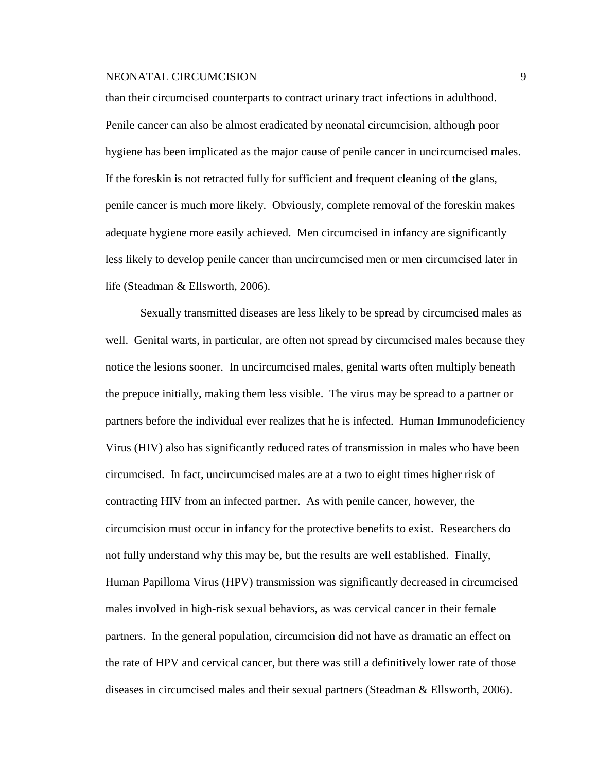than their circumcised counterparts to contract urinary tract infections in adulthood. Penile cancer can also be almost eradicated by neonatal circumcision, although poor hygiene has been implicated as the major cause of penile cancer in uncircumcised males. If the foreskin is not retracted fully for sufficient and frequent cleaning of the glans, penile cancer is much more likely. Obviously, complete removal of the foreskin makes adequate hygiene more easily achieved. Men circumcised in infancy are significantly less likely to develop penile cancer than uncircumcised men or men circumcised later in life (Steadman & Ellsworth, 2006).

Sexually transmitted diseases are less likely to be spread by circumcised males as well. Genital warts, in particular, are often not spread by circumcised males because they notice the lesions sooner. In uncircumcised males, genital warts often multiply beneath the prepuce initially, making them less visible. The virus may be spread to a partner or partners before the individual ever realizes that he is infected. Human Immunodeficiency Virus (HIV) also has significantly reduced rates of transmission in males who have been circumcised. In fact, uncircumcised males are at a two to eight times higher risk of contracting HIV from an infected partner. As with penile cancer, however, the circumcision must occur in infancy for the protective benefits to exist. Researchers do not fully understand why this may be, but the results are well established. Finally, Human Papilloma Virus (HPV) transmission was significantly decreased in circumcised males involved in high-risk sexual behaviors, as was cervical cancer in their female partners. In the general population, circumcision did not have as dramatic an effect on the rate of HPV and cervical cancer, but there was still a definitively lower rate of those diseases in circumcised males and their sexual partners (Steadman & Ellsworth, 2006).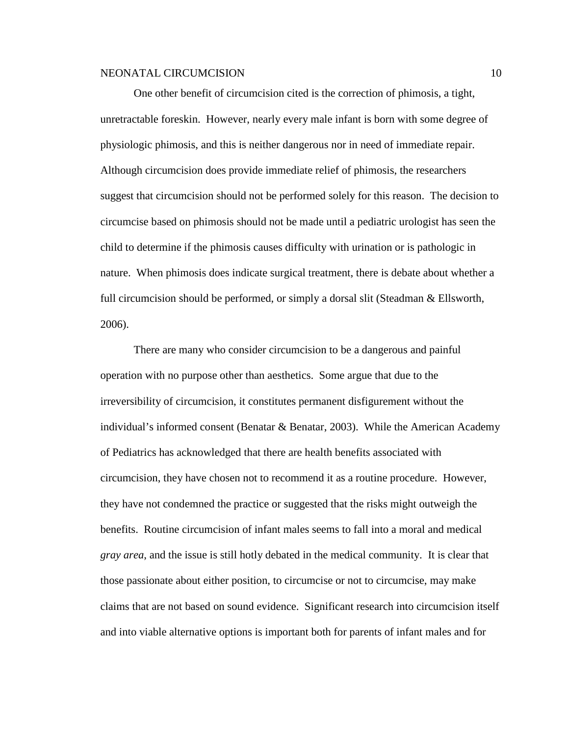One other benefit of circumcision cited is the correction of phimosis, a tight, unretractable foreskin. However, nearly every male infant is born with some degree of physiologic phimosis, and this is neither dangerous nor in need of immediate repair. Although circumcision does provide immediate relief of phimosis, the researchers suggest that circumcision should not be performed solely for this reason. The decision to circumcise based on phimosis should not be made until a pediatric urologist has seen the child to determine if the phimosis causes difficulty with urination or is pathologic in nature. When phimosis does indicate surgical treatment, there is debate about whether a full circumcision should be performed, or simply a dorsal slit (Steadman & Ellsworth, 2006).

There are many who consider circumcision to be a dangerous and painful operation with no purpose other than aesthetics. Some argue that due to the irreversibility of circumcision, it constitutes permanent disfigurement without the individual's informed consent (Benatar & Benatar, 2003). While the American Academy of Pediatrics has acknowledged that there are health benefits associated with circumcision, they have chosen not to recommend it as a routine procedure. However, they have not condemned the practice or suggested that the risks might outweigh the benefits. Routine circumcision of infant males seems to fall into a moral and medical *gray area*, and the issue is still hotly debated in the medical community. It is clear that those passionate about either position, to circumcise or not to circumcise, may make claims that are not based on sound evidence. Significant research into circumcision itself and into viable alternative options is important both for parents of infant males and for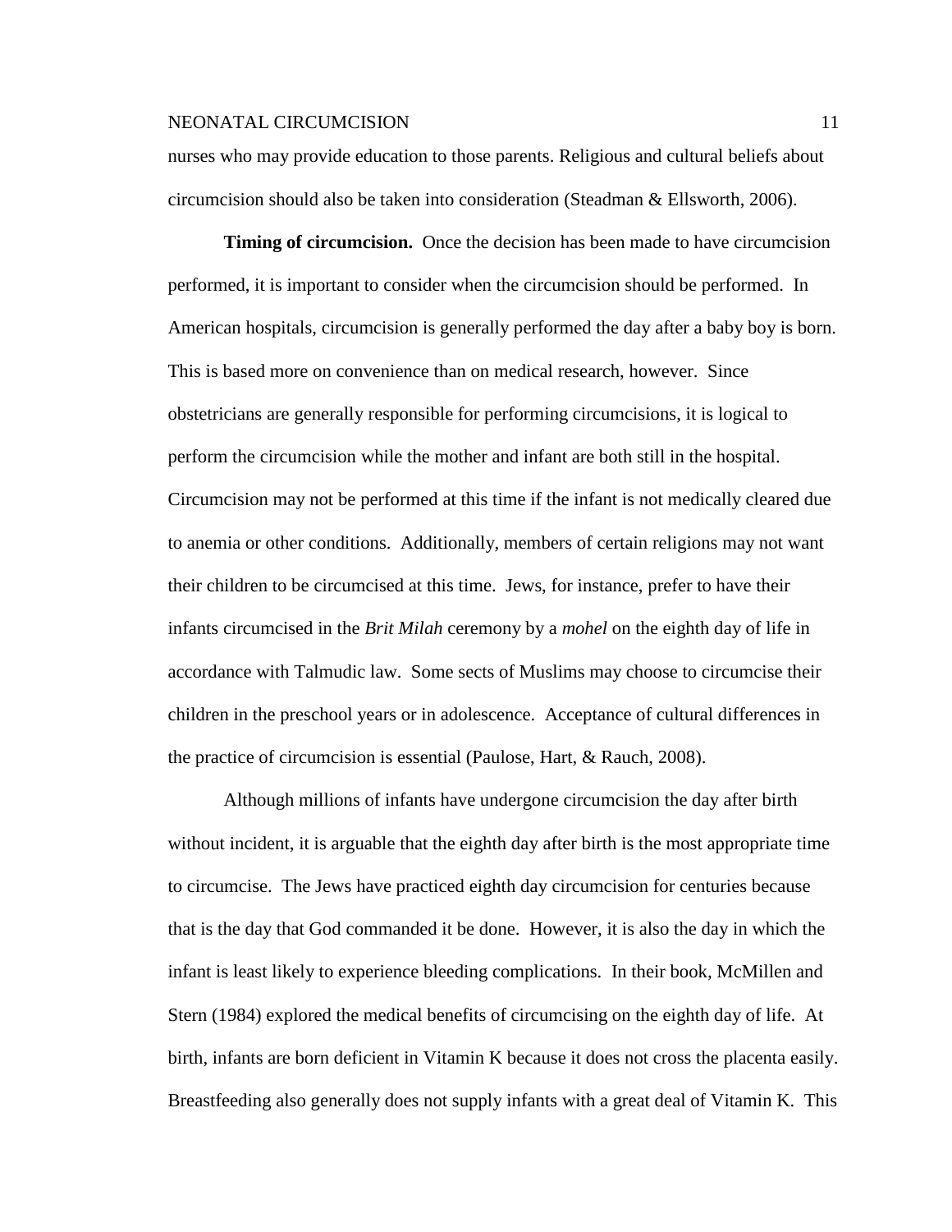nurses who may provide education to those parents. Religious and cultural beliefs about circumcision should also be taken into consideration (Steadman & Ellsworth, 2006).

**Timing of circumcision.** Once the decision has been made to have circumcision performed, it is important to consider when the circumcision should be performed. In American hospitals, circumcision is generally performed the day after a baby boy is born. This is based more on convenience than on medical research, however. Since obstetricians are generally responsible for performing circumcisions, it is logical to perform the circumcision while the mother and infant are both still in the hospital. Circumcision may not be performed at this time if the infant is not medically cleared due to anemia or other conditions. Additionally, members of certain religions may not want their children to be circumcised at this time. Jews, for instance, prefer to have their infants circumcised in the *Brit Milah* ceremony by a *mohel* on the eighth day of life in accordance with Talmudic law. Some sects of Muslims may choose to circumcise their children in the preschool years or in adolescence. Acceptance of cultural differences in the practice of circumcision is essential (Paulose, Hart, & Rauch, 2008).

Although millions of infants have undergone circumcision the day after birth without incident, it is arguable that the eighth day after birth is the most appropriate time to circumcise. The Jews have practiced eighth day circumcision for centuries because that is the day that God commanded it be done. However, it is also the day in which the infant is least likely to experience bleeding complications. In their book, McMillen and Stern (1984) explored the medical benefits of circumcising on the eighth day of life. At birth, infants are born deficient in Vitamin K because it does not cross the placenta easily. Breastfeeding also generally does not supply infants with a great deal of Vitamin K. This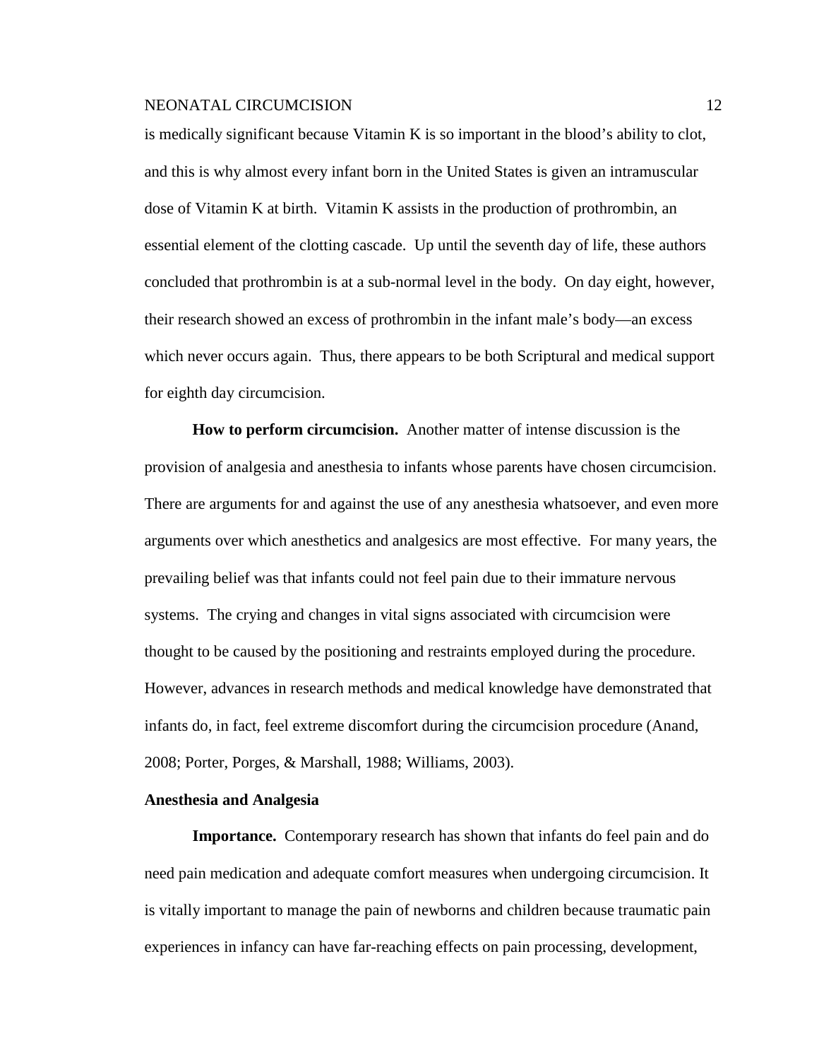is medically significant because Vitamin K is so important in the blood's ability to clot, and this is why almost every infant born in the United States is given an intramuscular dose of Vitamin K at birth. Vitamin K assists in the production of prothrombin, an essential element of the clotting cascade. Up until the seventh day of life, these authors concluded that prothrombin is at a sub-normal level in the body. On day eight, however, their research showed an excess of prothrombin in the infant male's body—an excess which never occurs again. Thus, there appears to be both Scriptural and medical support for eighth day circumcision.

**How to perform circumcision.** Another matter of intense discussion is the provision of analgesia and anesthesia to infants whose parents have chosen circumcision. There are arguments for and against the use of any anesthesia whatsoever, and even more arguments over which anesthetics and analgesics are most effective. For many years, the prevailing belief was that infants could not feel pain due to their immature nervous systems. The crying and changes in vital signs associated with circumcision were thought to be caused by the positioning and restraints employed during the procedure. However, advances in research methods and medical knowledge have demonstrated that infants do, in fact, feel extreme discomfort during the circumcision procedure (Anand, 2008; Porter, Porges, & Marshall, 1988; Williams, 2003).

## Anesthesia and Analgesia

**Importance.** Contemporary research has shown that infants do feel pain and do need pain medication and adequate comfort measures when undergoing circumcision. It is vitally important to manage the pain of newborns and children because traumatic pain experiences in infancy can have far-reaching effects on pain processing, development,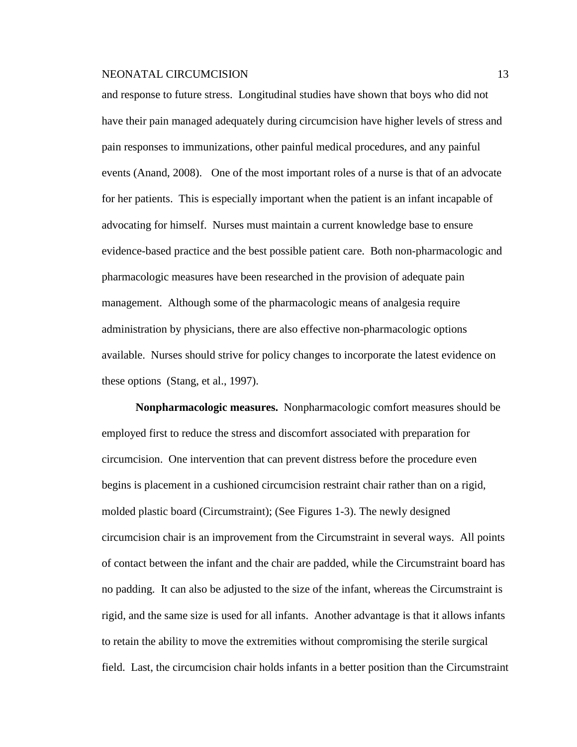and response to future stress. Longitudinal studies have shown that boys who did not have their pain managed adequately during circumcision have higher levels of stress and pain responses to immunizations, other painful medical procedures, and any painful events (Anand, 2008). One of the most important roles of a nurse is that of an advocate for her patients. This is especially important when the patient is an infant incapable of advocating for himself. Nurses must maintain a current knowledge base to ensure evidence-based practice and the best possible patient care. Both non-pharmacologic and pharmacologic measures have been researched in the provision of adequate pain management. Although some of the pharmacologic means of analgesia require administration by physicians, there are also effective non-pharmacologic options available. Nurses should strive for policy changes to incorporate the latest evidence on these options (Stang, et al., 1997).

**Nonpharmacologic measures.** Nonpharmacologic comfort measures should be employed first to reduce the stress and discomfort associated with preparation for circumcision. One intervention that can prevent distress before the procedure even begins is placement in a cushioned circumcision restraint chair rather than on a rigid, molded plastic board (Circumstraint); (See Figures 1-3). The newly designed circumcision chair is an improvement from the Circumstraint in several ways. All points of contact between the infant and the chair are padded, while the Circumstraint board has no padding. It can also be adjusted to the size of the infant, whereas the Circumstraint is rigid, and the same size is used for all infants. Another advantage is that it allows infants to retain the ability to move the extremities without compromising the sterile surgical field. Last, the circumcision chair holds infants in a better position than the Circumstraint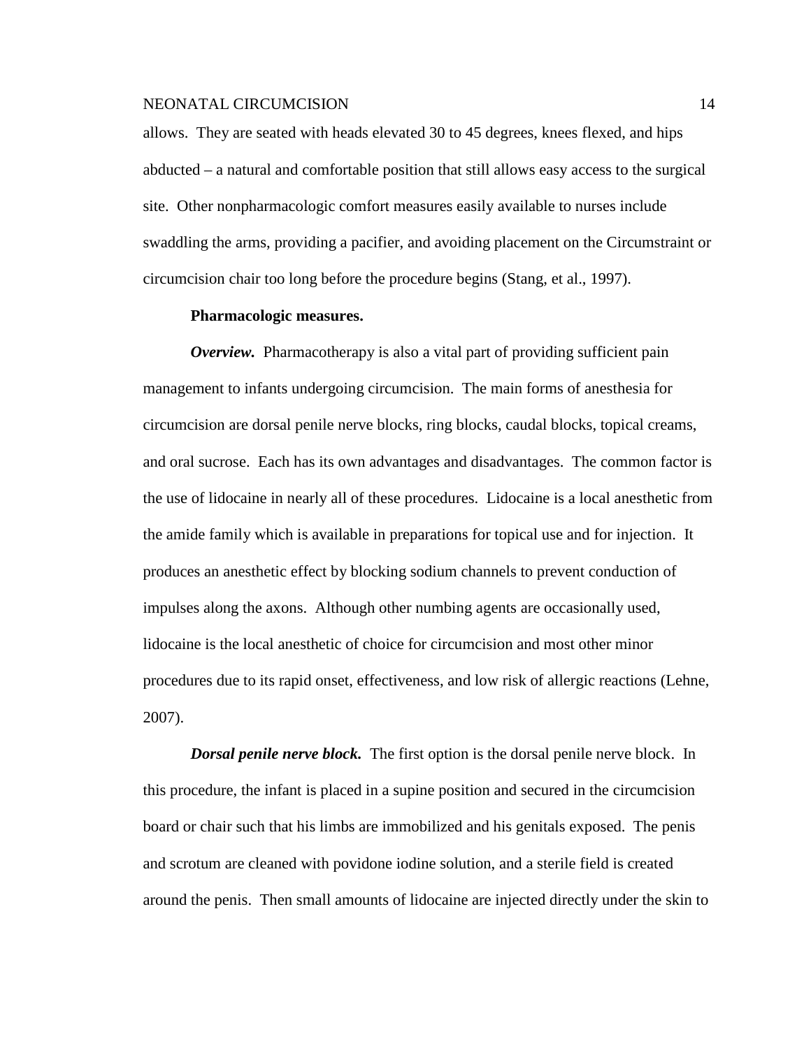allows. They are seated with heads elevated 30 to 45 degrees, knees flexed, and hips abducted – a natural and comfortable position that still allows easy access to the surgical site. Other nonpharmacologic comfort measures easily available to nurses include swaddling the arms, providing a pacifier, and avoiding placement on the Circumstraint or circumcision chair too long before the procedure begins (Stang, et al., 1997).

**Pharmacologic measures.**

***Overview.*** Pharmacotherapy is also a vital part of providing sufficient pain management to infants undergoing circumcision. The main forms of anesthesia for circumcision are dorsal penile nerve blocks, ring blocks, caudal blocks, topical creams, and oral sucrose. Each has its own advantages and disadvantages. The common factor is the use of lidocaine in nearly all of these procedures. Lidocaine is a local anesthetic from the amide family which is available in preparations for topical use and for injection. It produces an anesthetic effect by blocking sodium channels to prevent conduction of impulses along the axons. Although other numbing agents are occasionally used, lidocaine is the local anesthetic of choice for circumcision and most other minor procedures due to its rapid onset, effectiveness, and low risk of allergic reactions (Lehne, 2007).

***Dorsal penile nerve block.*** The first option is the dorsal penile nerve block. In this procedure, the infant is placed in a supine position and secured in the circumcision board or chair such that his limbs are immobilized and his genitals exposed. The penis and scrotum are cleaned with povidone iodine solution, and a sterile field is created around the penis. Then small amounts of lidocaine are injected directly under the skin to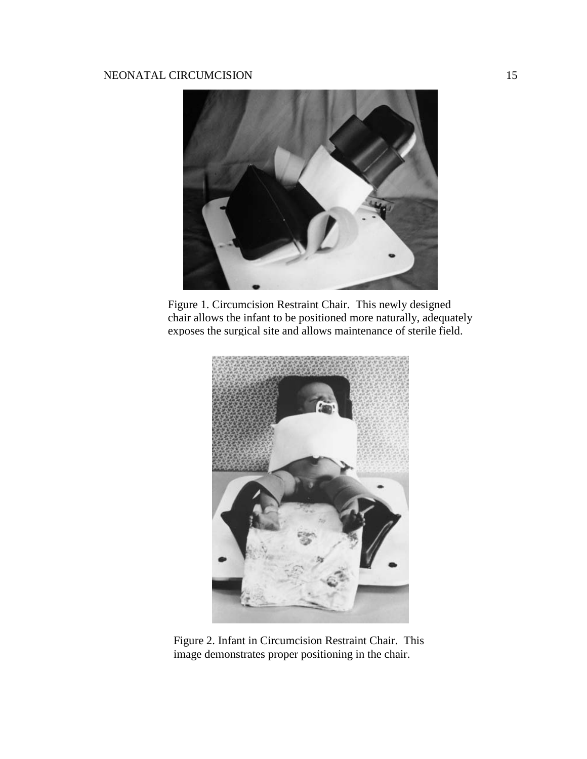Figure 1. Circumcision Restraint Chair. This newly designed chair allows the infant to be positioned more naturally, adequately exposes the surgical site and allows maintenance of sterile field.

Figure 2. Infant in Circumcision Restraint Chair. This image demonstrates proper positioning in the chair.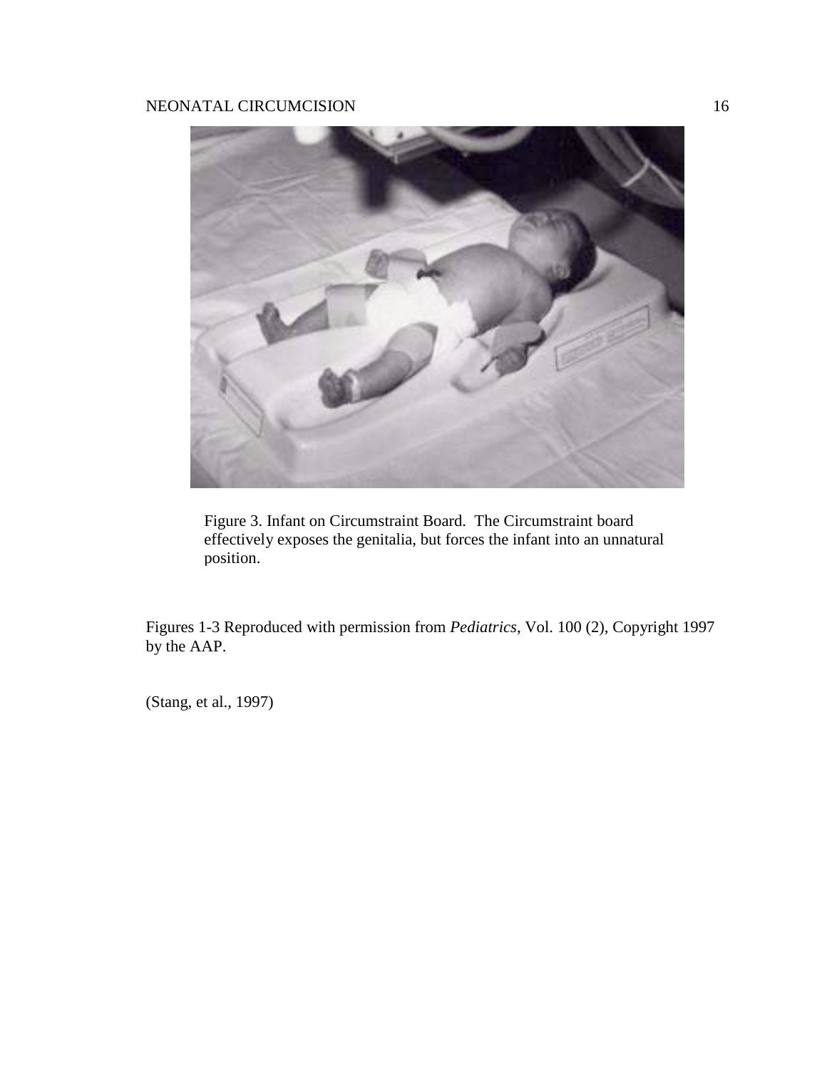Figure 3. Infant on Circumstraint Board. The Circumstraint board effectively exposes the genitalia, but forces the infant into an unnatural position.

Figures 1-3 Reproduced with permission from *Pediatrics*, Vol. 100 (2), Copyright 1997 by the AAP.

(Stang, et al., 1997)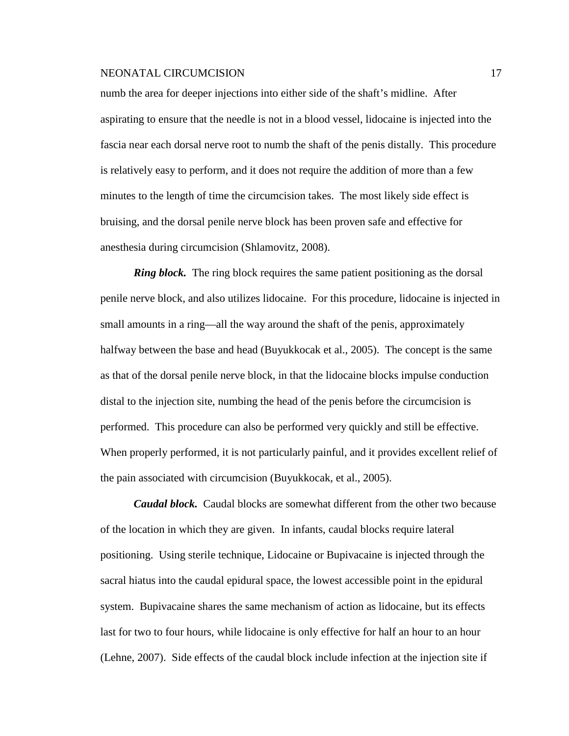numb the area for deeper injections into either side of the shaft's midline. After aspirating to ensure that the needle is not in a blood vessel, lidocaine is injected into the fascia near each dorsal nerve root to numb the shaft of the penis distally. This procedure is relatively easy to perform, and it does not require the addition of more than a few minutes to the length of time the circumcision takes. The most likely side effect is bruising, and the dorsal penile nerve block has been proven safe and effective for anesthesia during circumcision (Shlamovitz, 2008).

***Ring block.*** The ring block requires the same patient positioning as the dorsal penile nerve block, and also utilizes lidocaine. For this procedure, lidocaine is injected in small amounts in a ring—all the way around the shaft of the penis, approximately halfway between the base and head (Buyukkocak et al., 2005). The concept is the same as that of the dorsal penile nerve block, in that the lidocaine blocks impulse conduction distal to the injection site, numbing the head of the penis before the circumcision is performed. This procedure can also be performed very quickly and still be effective. When properly performed, it is not particularly painful, and it provides excellent relief of the pain associated with circumcision (Buyukkocak, et al., 2005).

***Caudal block.*** Caudal blocks are somewhat different from the other two because of the location in which they are given. In infants, caudal blocks require lateral positioning. Using sterile technique, Lidocaine or Bupivacaine is injected through the sacral hiatus into the caudal epidural space, the lowest accessible point in the epidural system. Bupivacaine shares the same mechanism of action as lidocaine, but its effects last for two to four hours, while lidocaine is only effective for half an hour to an hour (Lehne, 2007). Side effects of the caudal block include infection at the injection site if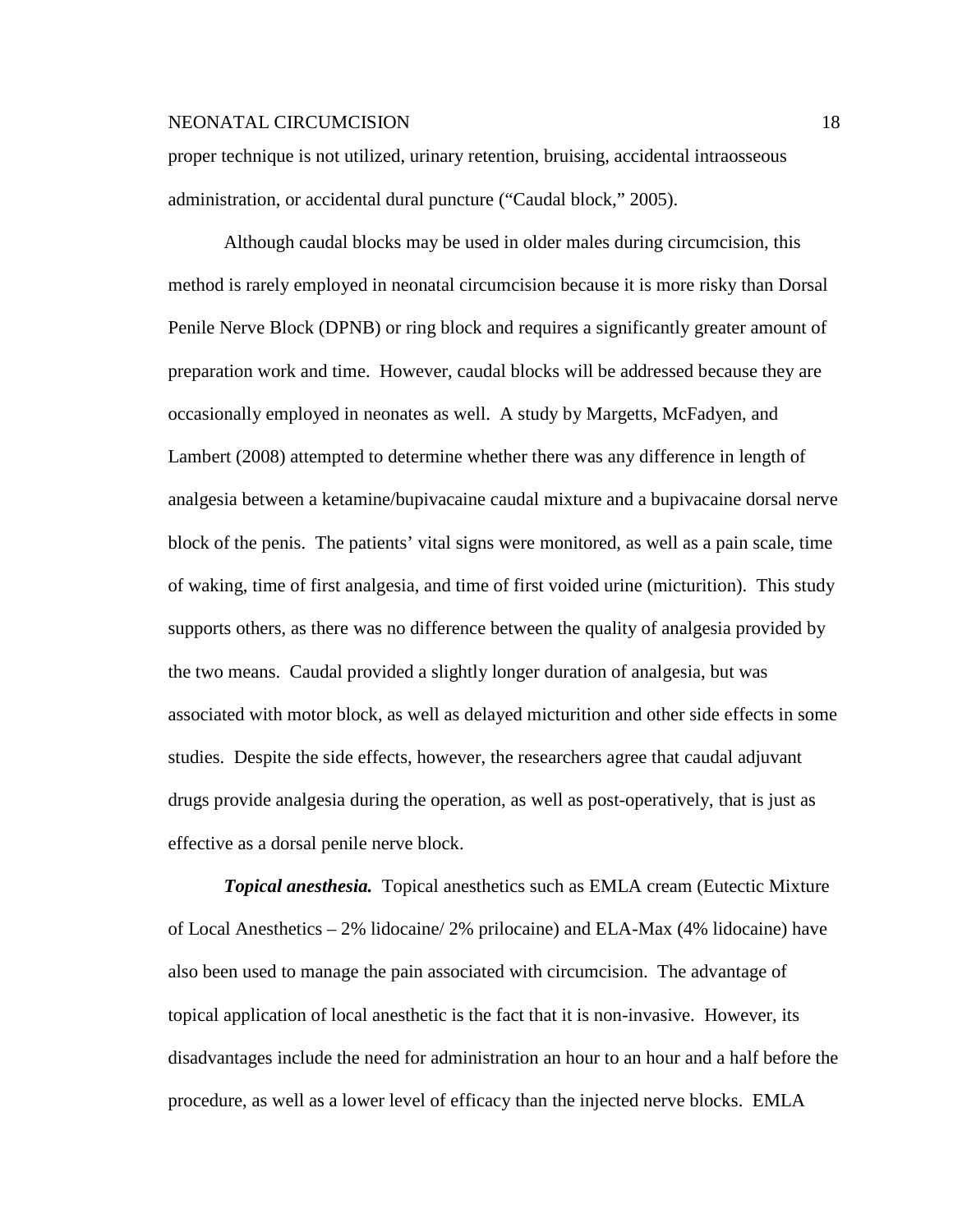proper technique is not utilized, urinary retention, bruising, accidental intraosseous administration, or accidental dural puncture ("Caudal block," 2005).

Although caudal blocks may be used in older males during circumcision, this method is rarely employed in neonatal circumcision because it is more risky than Dorsal Penile Nerve Block (DPNB) or ring block and requires a significantly greater amount of preparation work and time. However, caudal blocks will be addressed because they are occasionally employed in neonates as well. A study by Margetts, McFadyen, and Lambert (2008) attempted to determine whether there was any difference in length of analgesia between a ketamine/bupivacaine caudal mixture and a bupivacaine dorsal nerve block of the penis. The patients' vital signs were monitored, as well as a pain scale, time of waking, time of first analgesia, and time of first voided urine (micturition). This study supports others, as there was no difference between the quality of analgesia provided by the two means. Caudal provided a slightly longer duration of analgesia, but was associated with motor block, as well as delayed micturition and other side effects in some studies. Despite the side effects, however, the researchers agree that caudal adjuvant drugs provide analgesia during the operation, as well as post-operatively, that is just as effective as a dorsal penile nerve block.

***Topical anesthesia.*** Topical anesthetics such as EMLA cream (Eutectic Mixture of Local Anesthetics – 2% lidocaine/ 2% prilocaine) and ELA-Max (4% lidocaine) have also been used to manage the pain associated with circumcision. The advantage of topical application of local anesthetic is the fact that it is non-invasive. However, its disadvantages include the need for administration an hour to an hour and a half before the procedure, as well as a lower level of efficacy than the injected nerve blocks. EMLA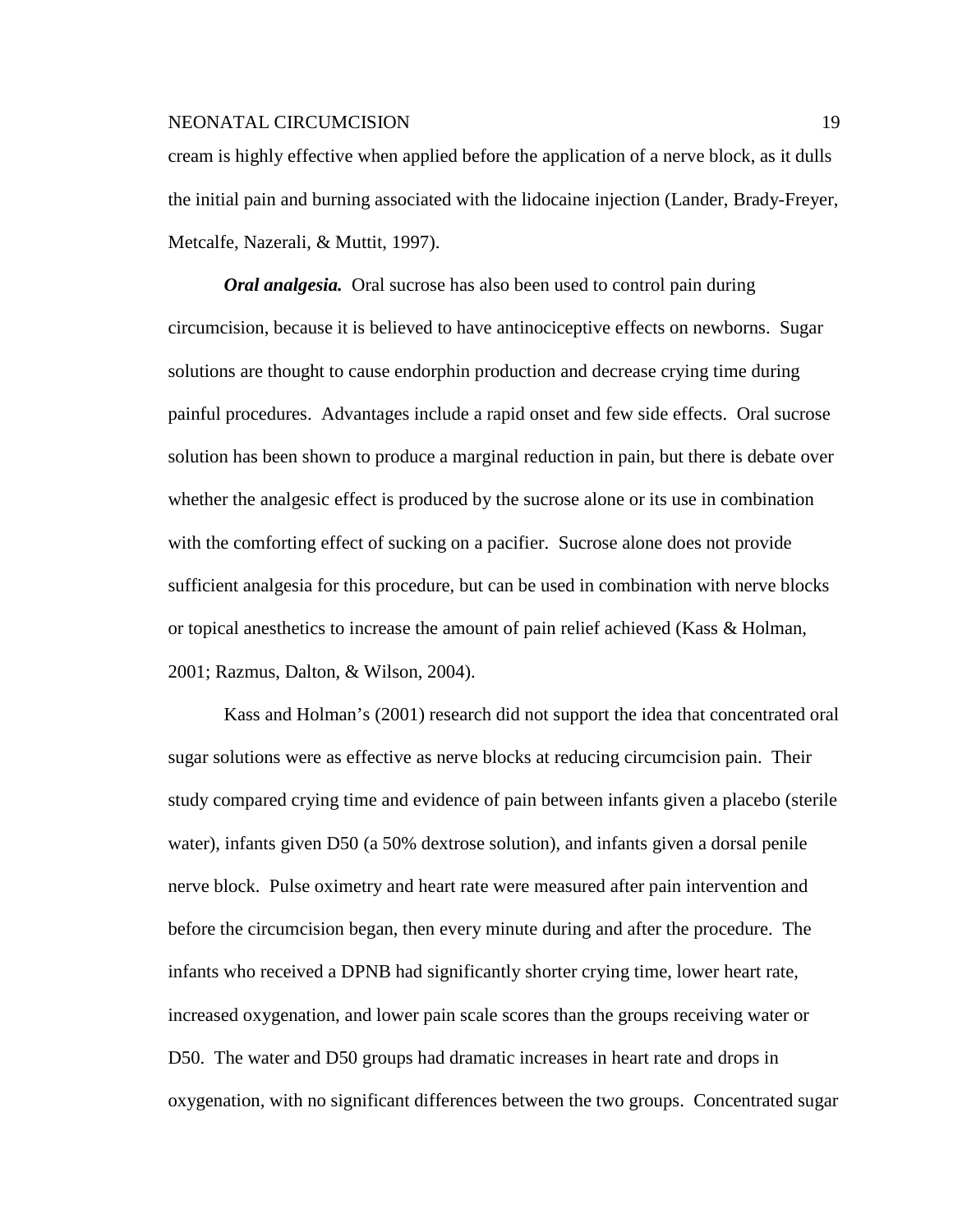cream is highly effective when applied before the application of a nerve block, as it dulls the initial pain and burning associated with the lidocaine injection (Lander, Brady-Freyer, Metcalfe, Nazerali, & Muttit, 1997).

***Oral analgesia.*** Oral sucrose has also been used to control pain during circumcision, because it is believed to have antinociceptive effects on newborns. Sugar solutions are thought to cause endorphin production and decrease crying time during painful procedures. Advantages include a rapid onset and few side effects. Oral sucrose solution has been shown to produce a marginal reduction in pain, but there is debate over whether the analgesic effect is produced by the sucrose alone or its use in combination with the comforting effect of sucking on a pacifier. Sucrose alone does not provide sufficient analgesia for this procedure, but can be used in combination with nerve blocks or topical anesthetics to increase the amount of pain relief achieved (Kass & Holman, 2001; Razmus, Dalton, & Wilson, 2004).

Kass and Holman's (2001) research did not support the idea that concentrated oral sugar solutions were as effective as nerve blocks at reducing circumcision pain. Their study compared crying time and evidence of pain between infants given a placebo (sterile water), infants given D50 (a 50% dextrose solution), and infants given a dorsal penile nerve block. Pulse oximetry and heart rate were measured after pain intervention and before the circumcision began, then every minute during and after the procedure. The infants who received a DPNB had significantly shorter crying time, lower heart rate, increased oxygenation, and lower pain scale scores than the groups receiving water or D50. The water and D50 groups had dramatic increases in heart rate and drops in oxygenation, with no significant differences between the two groups. Concentrated sugar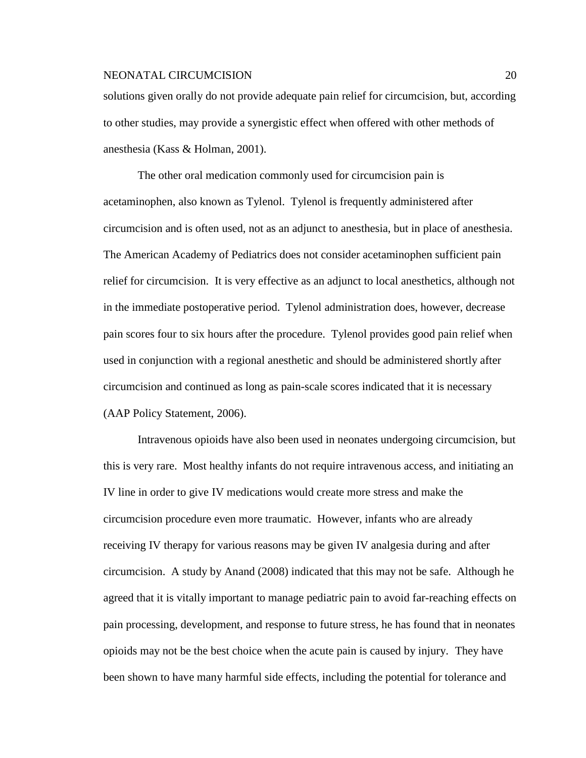solutions given orally do not provide adequate pain relief for circumcision, but, according to other studies, may provide a synergistic effect when offered with other methods of anesthesia (Kass & Holman, 2001).

The other oral medication commonly used for circumcision pain is acetaminophen, also known as Tylenol. Tylenol is frequently administered after circumcision and is often used, not as an adjunct to anesthesia, but in place of anesthesia. The American Academy of Pediatrics does not consider acetaminophen sufficient pain relief for circumcision. It is very effective as an adjunct to local anesthetics, although not in the immediate postoperative period. Tylenol administration does, however, decrease pain scores four to six hours after the procedure. Tylenol provides good pain relief when used in conjunction with a regional anesthetic and should be administered shortly after circumcision and continued as long as pain-scale scores indicated that it is necessary (AAP Policy Statement, 2006).

Intravenous opioids have also been used in neonates undergoing circumcision, but this is very rare. Most healthy infants do not require intravenous access, and initiating an IV line in order to give IV medications would create more stress and make the circumcision procedure even more traumatic. However, infants who are already receiving IV therapy for various reasons may be given IV analgesia during and after circumcision. A study by Anand (2008) indicated that this may not be safe. Although he agreed that it is vitally important to manage pediatric pain to avoid far-reaching effects on pain processing, development, and response to future stress, he has found that in neonates opioids may not be the best choice when the acute pain is caused by injury. They have been shown to have many harmful side effects, including the potential for tolerance and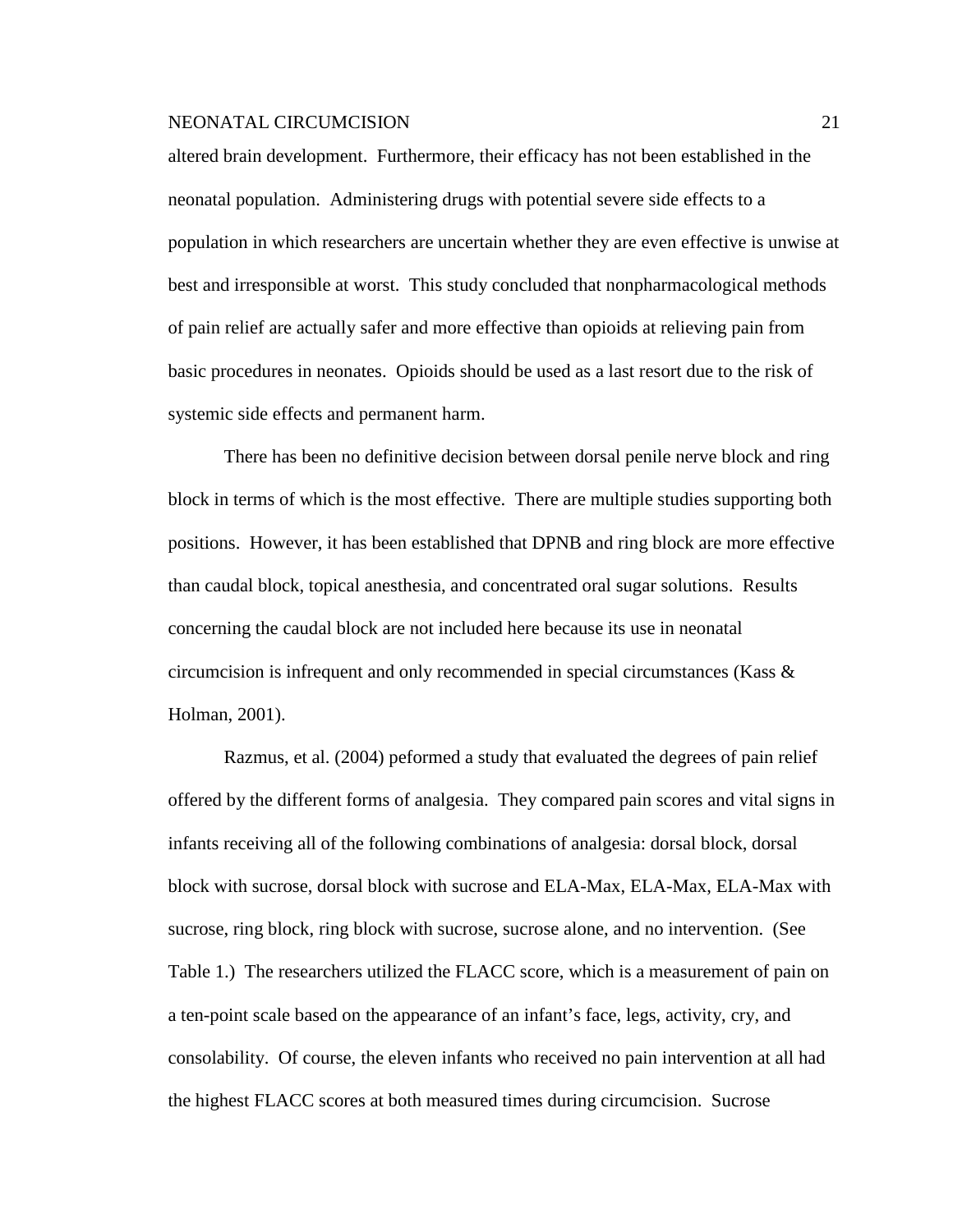altered brain development. Furthermore, their efficacy has not been established in the neonatal population. Administering drugs with potential severe side effects to a population in which researchers are uncertain whether they are even effective is unwise at best and irresponsible at worst. This study concluded that nonpharmacological methods of pain relief are actually safer and more effective than opioids at relieving pain from basic procedures in neonates. Opioids should be used as a last resort due to the risk of systemic side effects and permanent harm.

There has been no definitive decision between dorsal penile nerve block and ring block in terms of which is the most effective. There are multiple studies supporting both positions. However, it has been established that DPNB and ring block are more effective than caudal block, topical anesthesia, and concentrated oral sugar solutions. Results concerning the caudal block are not included here because its use in neonatal circumcision is infrequent and only recommended in special circumstances (Kass & Holman, 2001).

Razmus, et al. (2004) peformed a study that evaluated the degrees of pain relief offered by the different forms of analgesia. They compared pain scores and vital signs in infants receiving all of the following combinations of analgesia: dorsal block, dorsal block with sucrose, dorsal block with sucrose and ELA-Max, ELA-Max, ELA-Max with sucrose, ring block, ring block with sucrose, sucrose alone, and no intervention. (See Table 1.) The researchers utilized the FLACC score, which is a measurement of pain on a ten-point scale based on the appearance of an infant's face, legs, activity, cry, and consolability. Of course, the eleven infants who received no pain intervention at all had the highest FLACC scores at both measured times during circumcision. Sucrose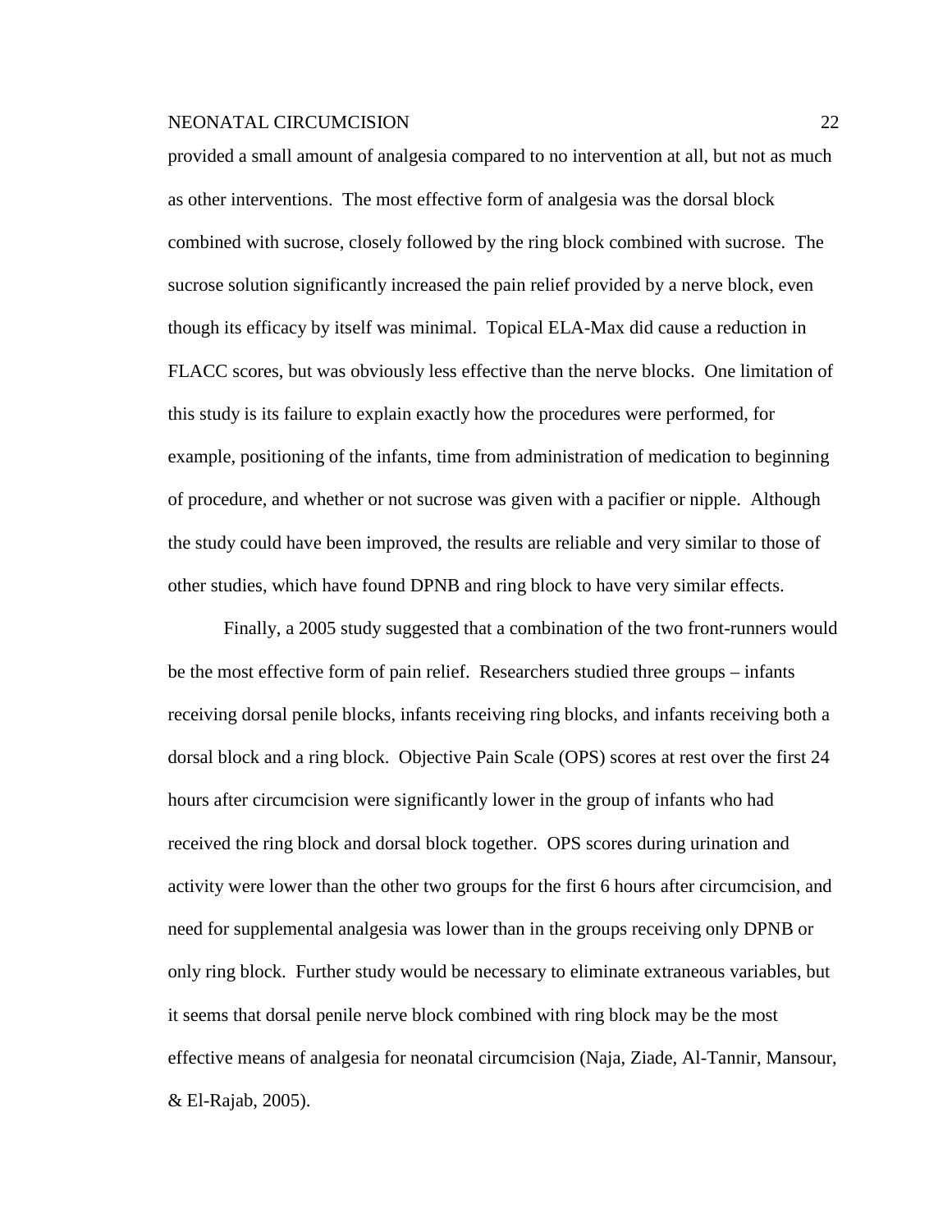provided a small amount of analgesia compared to no intervention at all, but not as much as other interventions. The most effective form of analgesia was the dorsal block combined with sucrose, closely followed by the ring block combined with sucrose. The sucrose solution significantly increased the pain relief provided by a nerve block, even though its efficacy by itself was minimal. Topical ELA-Max did cause a reduction in FLACC scores, but was obviously less effective than the nerve blocks. One limitation of this study is its failure to explain exactly how the procedures were performed, for example, positioning of the infants, time from administration of medication to beginning of procedure, and whether or not sucrose was given with a pacifier or nipple. Although the study could have been improved, the results are reliable and very similar to those of other studies, which have found DPNB and ring block to have very similar effects.

Finally, a 2005 study suggested that a combination of the two front-runners would be the most effective form of pain relief. Researchers studied three groups – infants receiving dorsal penile blocks, infants receiving ring blocks, and infants receiving both a dorsal block and a ring block. Objective Pain Scale (OPS) scores at rest over the first 24 hours after circumcision were significantly lower in the group of infants who had received the ring block and dorsal block together. OPS scores during urination and activity were lower than the other two groups for the first 6 hours after circumcision, and need for supplemental analgesia was lower than in the groups receiving only DPNB or only ring block. Further study would be necessary to eliminate extraneous variables, but it seems that dorsal penile nerve block combined with ring block may be the most effective means of analgesia for neonatal circumcision (Naja, Ziade, Al-Tannir, Mansour, & El-Rajab, 2005).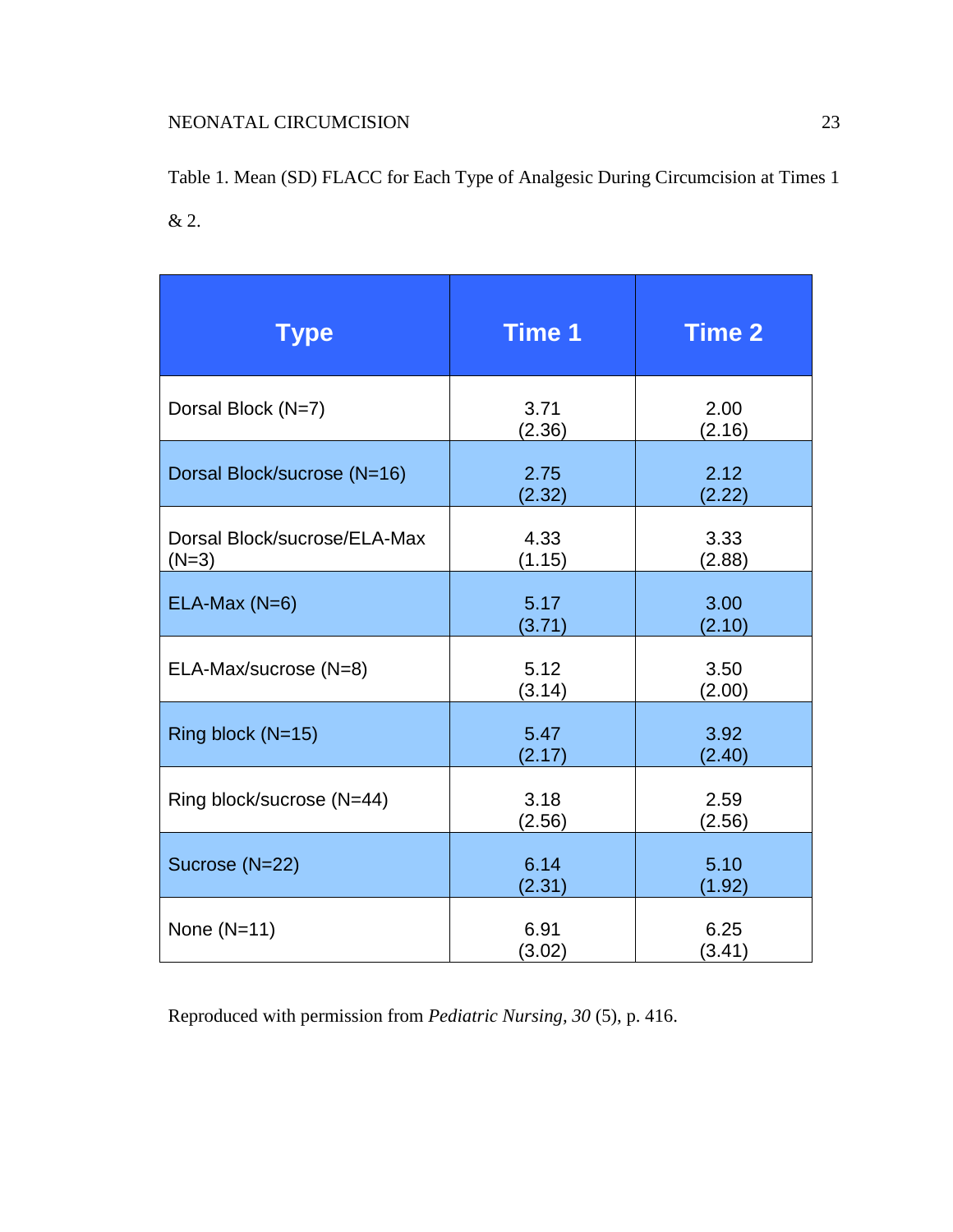Table 1. Mean (SD) FLACC for Each Type of Analgesic During Circumcision at Times 1 & 2.

| Type | Time 1 | Time 2 |
|---|---|---|
| Dorsal Block (N=7) | 3.71 (2.36) | 2.00 (2.16) |
| Dorsal Block/sucrose (N=16) | 2.75 (2.32) | 2.12 (2.22) |
| Dorsal Block/sucrose/ELA-Max (N=3) | 4.33 (1.15) | 3.33 (2.88) |
| ELA-Max (N=6) | 5.17 (3.71) | 3.00 (2.10) |
| ELA-Max/sucrose (N=8) | 5.12 (3.14) | 3.50 (2.00) |
| Ring block (N=15) | 5.47 (2.17) | 3.92 (2.40) |
| Ring block/sucrose (N=44) | 3.18 (2.56) | 2.59 (2.56) |
| Sucrose (N=22) | 6.14 (2.31) | 5.10 (1.92) |
| None (N=11) | 6.91 (3.02) | 6.25 (3.41) |

Reproduced with permission from *Pediatric Nursing*, *30* (5), p. 416.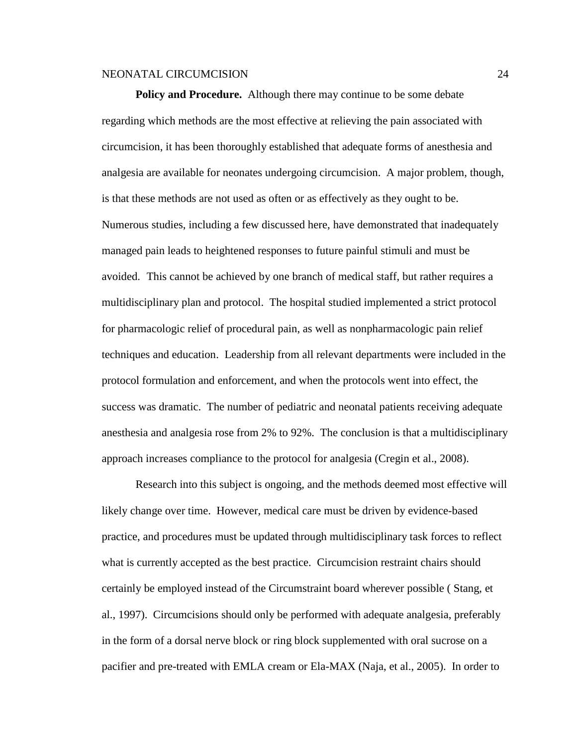**Policy and Procedure.** Although there may continue to be some debate regarding which methods are the most effective at relieving the pain associated with circumcision, it has been thoroughly established that adequate forms of anesthesia and analgesia are available for neonates undergoing circumcision. A major problem, though, is that these methods are not used as often or as effectively as they ought to be. Numerous studies, including a few discussed here, have demonstrated that inadequately managed pain leads to heightened responses to future painful stimuli and must be avoided. This cannot be achieved by one branch of medical staff, but rather requires a multidisciplinary plan and protocol. The hospital studied implemented a strict protocol for pharmacologic relief of procedural pain, as well as nonpharmacologic pain relief techniques and education. Leadership from all relevant departments were included in the protocol formulation and enforcement, and when the protocols went into effect, the success was dramatic. The number of pediatric and neonatal patients receiving adequate anesthesia and analgesia rose from 2% to 92%. The conclusion is that a multidisciplinary approach increases compliance to the protocol for analgesia (Cregin et al., 2008).

Research into this subject is ongoing, and the methods deemed most effective will likely change over time. However, medical care must be driven by evidence-based practice, and procedures must be updated through multidisciplinary task forces to reflect what is currently accepted as the best practice. Circumcision restraint chairs should certainly be employed instead of the Circumstraint board wherever possible ( Stang, et al., 1997). Circumcisions should only be performed with adequate analgesia, preferably in the form of a dorsal nerve block or ring block supplemented with oral sucrose on a pacifier and pre-treated with EMLA cream or Ela-MAX (Naja, et al., 2005). In order to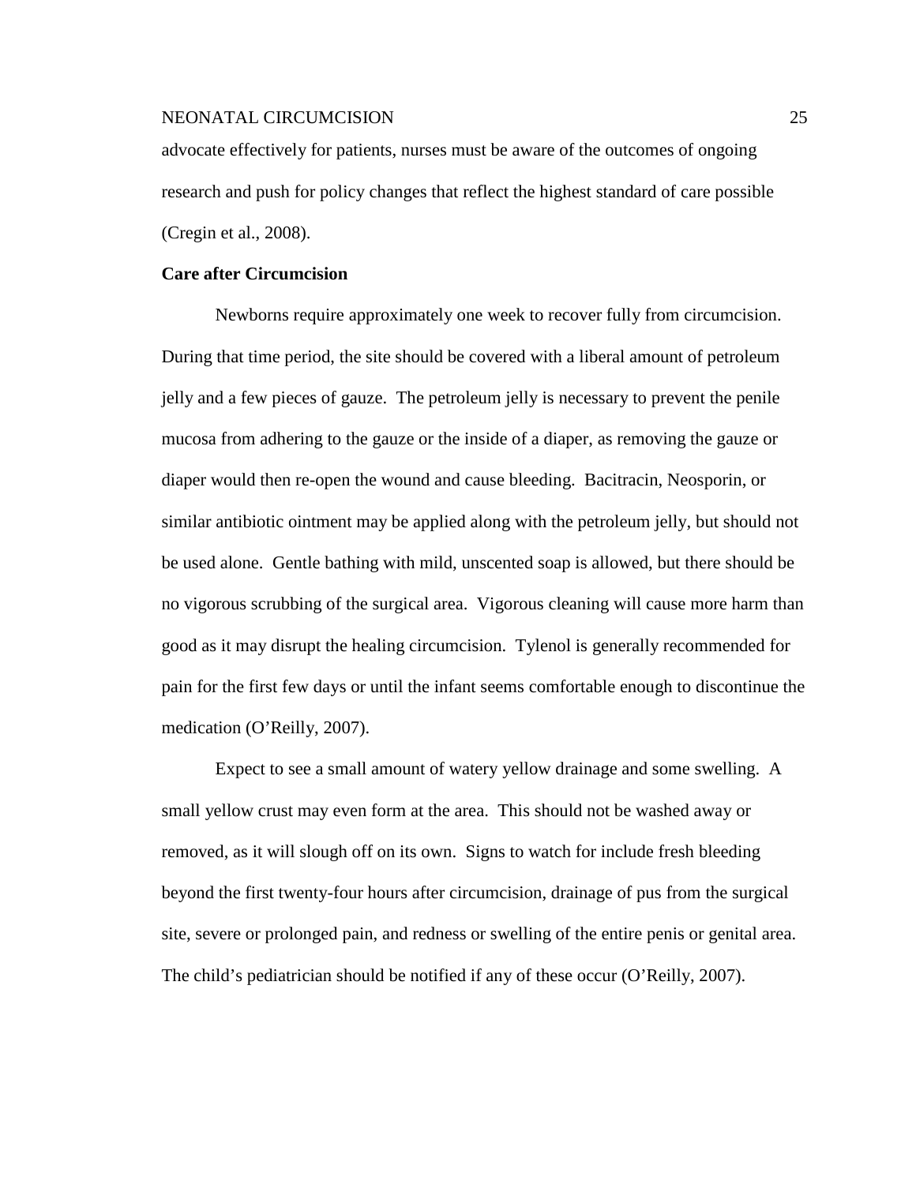advocate effectively for patients, nurses must be aware of the outcomes of ongoing research and push for policy changes that reflect the highest standard of care possible (Cregin et al., 2008).

## Care after Circumcision

Newborns require approximately one week to recover fully from circumcision. During that time period, the site should be covered with a liberal amount of petroleum jelly and a few pieces of gauze. The petroleum jelly is necessary to prevent the penile mucosa from adhering to the gauze or the inside of a diaper, as removing the gauze or diaper would then re-open the wound and cause bleeding. Bacitracin, Neosporin, or similar antibiotic ointment may be applied along with the petroleum jelly, but should not be used alone. Gentle bathing with mild, unscented soap is allowed, but there should be no vigorous scrubbing of the surgical area. Vigorous cleaning will cause more harm than good as it may disrupt the healing circumcision. Tylenol is generally recommended for pain for the first few days or until the infant seems comfortable enough to discontinue the medication (O'Reilly, 2007).

Expect to see a small amount of watery yellow drainage and some swelling. A small yellow crust may even form at the area. This should not be washed away or removed, as it will slough off on its own. Signs to watch for include fresh bleeding beyond the first twenty-four hours after circumcision, drainage of pus from the surgical site, severe or prolonged pain, and redness or swelling of the entire penis or genital area. The child's pediatrician should be notified if any of these occur (O'Reilly, 2007).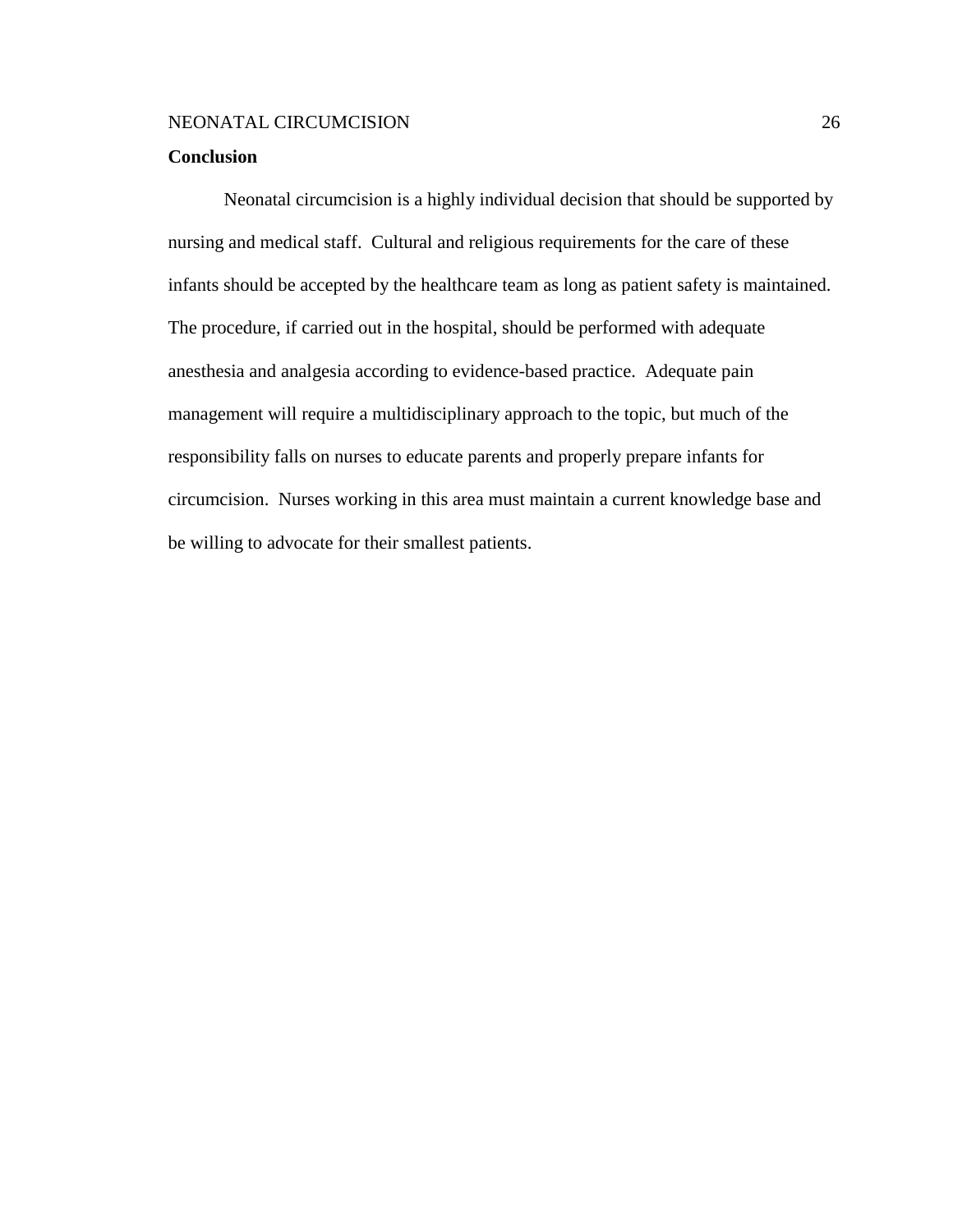## Conclusion

Neonatal circumcision is a highly individual decision that should be supported by nursing and medical staff. Cultural and religious requirements for the care of these infants should be accepted by the healthcare team as long as patient safety is maintained. The procedure, if carried out in the hospital, should be performed with adequate anesthesia and analgesia according to evidence-based practice. Adequate pain management will require a multidisciplinary approach to the topic, but much of the responsibility falls on nurses to educate parents and properly prepare infants for circumcision. Nurses working in this area must maintain a current knowledge base and be willing to advocate for their smallest patients.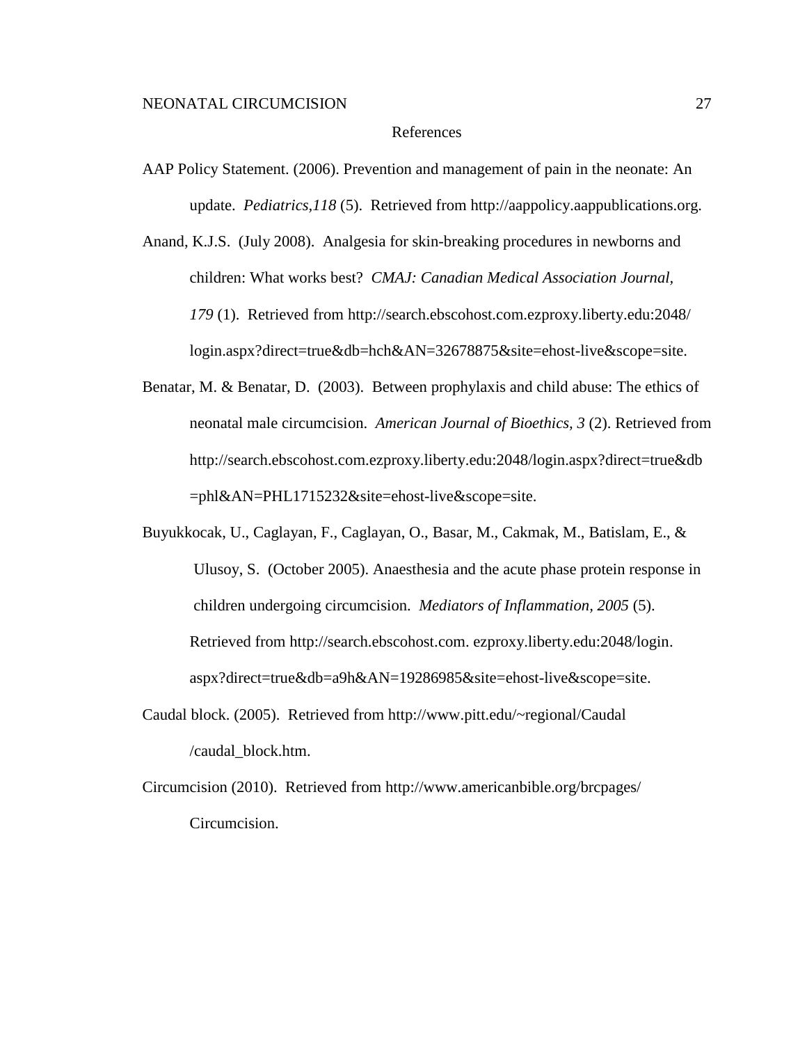# References

AAP Policy Statement. (2006). Prevention and management of pain in the neonate: An update. *Pediatrics,118* (5). Retrieved from http://aappolicy.aappublications.org.

Anand, K.J.S. (July 2008). Analgesia for skin-breaking procedures in newborns and children: What works best? *CMAJ: Canadian Medical Association Journal, 179* (1). Retrieved from http://search.ebscohost.com.ezproxy.liberty.edu:2048/login.aspx?direct=true&db=hch&AN=32678875&site=ehost-live&scope=site.

Benatar, M. & Benatar, D. (2003). Between prophylaxis and child abuse: The ethics of neonatal male circumcision. *American Journal of Bioethics, 3* (2). Retrieved from http://search.ebscohost.com.ezproxy.liberty.edu:2048/login.aspx?direct=true&db=phl&AN=PHL1715232&site=ehost-live&scope=site.

Buyukkocak, U., Caglayan, F., Caglayan, O., Basar, M., Cakmak, M., Batislam, E., & Ulusoy, S. (October 2005). Anaesthesia and the acute phase protein response in children undergoing circumcision. *Mediators of Inflammation, 2005* (5). Retrieved from http://search.ebscohost.com. ezproxy.liberty.edu:2048/login.aspx?direct=true&db=a9h&AN=19286985&site=ehost-live&scope=site.

Caudal block. (2005). Retrieved from http://www.pitt.edu/~regional/Caudal/caudal_block.htm.

Circumcision (2010). Retrieved from http://www.americanbible.org/brcpages/Circumcision.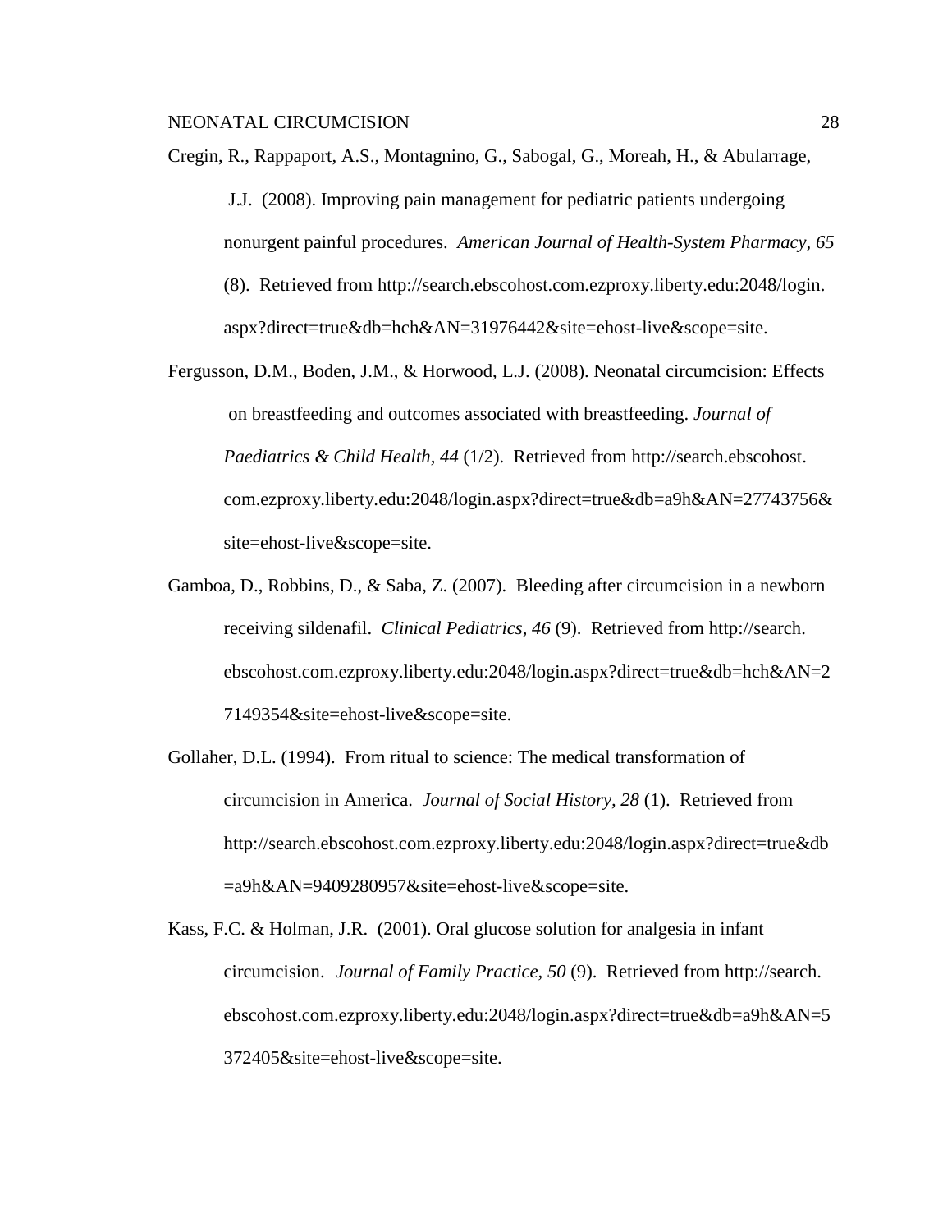Cregin, R., Rappaport, A.S., Montagnino, G., Sabogal, G., Moreah, H., & Abularrage, J.J. (2008). Improving pain management for pediatric patients undergoing nonurgent painful procedures. *American Journal of Health-System Pharmacy, 65* (8). Retrieved from http://search.ebscohost.com.ezproxy.liberty.edu:2048/login.aspx?direct=true&db=hch&AN=31976442&site=ehost-live&scope=site.

Fergusson, D.M., Boden, J.M., & Horwood, L.J. (2008). Neonatal circumcision: Effects on breastfeeding and outcomes associated with breastfeeding. *Journal of Paediatrics & Child Health, 44* (1/2). Retrieved from http://search.ebscohost.com.ezproxy.liberty.edu:2048/login.aspx?direct=true&db=a9h&AN=27743756&site=ehost-live&scope=site.

Gamboa, D., Robbins, D., & Saba, Z. (2007). Bleeding after circumcision in a newborn receiving sildenafil. *Clinical Pediatrics, 46* (9). Retrieved from http://search.ebscohost.com.ezproxy.liberty.edu:2048/login.aspx?direct=true&db=hch&AN=27149354&site=ehost-live&scope=site.

Gollaher, D.L. (1994). From ritual to science: The medical transformation of circumcision in America. *Journal of Social History, 28* (1). Retrieved from http://search.ebscohost.com.ezproxy.liberty.edu:2048/login.aspx?direct=true&db=a9h&AN=9409280957&site=ehost-live&scope=site.

Kass, F.C. & Holman, J.R. (2001). Oral glucose solution for analgesia in infant circumcision. *Journal of Family Practice, 50* (9). Retrieved from http://search.ebscohost.com.ezproxy.liberty.edu:2048/login.aspx?direct=true&db=a9h&AN=5372405&site=ehost-live&scope=site.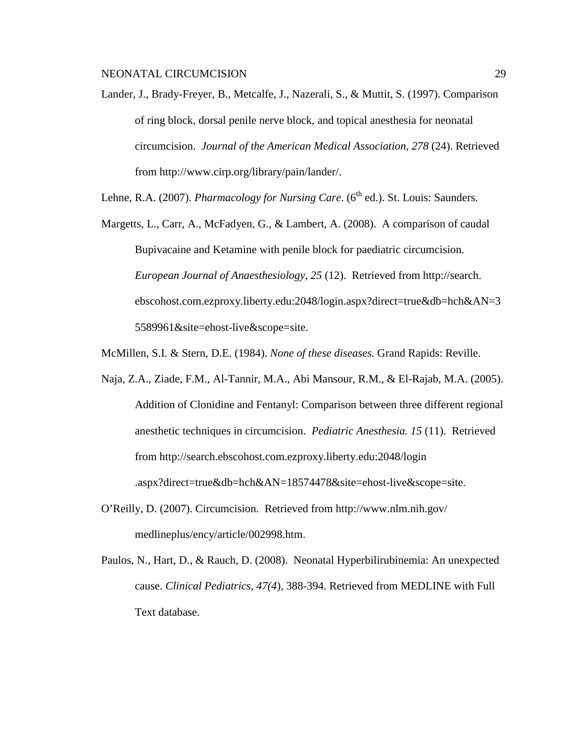Lander, J., Brady-Freyer, B., Metcalfe, J., Nazerali, S., & Muttit, S. (1997). Comparison of ring block, dorsal penile nerve block, and topical anesthesia for neonatal circumcision. *Journal of the American Medical Association, 278* (24). Retrieved from http://www.cirp.org/library/pain/lander/.

Lehne, R.A. (2007). *Pharmacology for Nursing Care*. (6th ed.). St. Louis: Saunders.

Margetts, L., Carr, A., McFadyen, G., & Lambert, A. (2008). A comparison of caudal Bupivacaine and Ketamine with penile block for paediatric circumcision. *European Journal of Anaesthesiology, 25* (12). Retrieved from http://search.ebscohost.com.ezproxy.liberty.edu:2048/login.aspx?direct=true&db=hch&AN=35589961&site=ehost-live&scope=site.

McMillen, S.I. & Stern, D.E. (1984). *None of these diseases.* Grand Rapids: Reville.

Naja, Z.A., Ziade, F.M., Al-Tannir, M.A., Abi Mansour, R.M., & El-Rajab, M.A. (2005). Addition of Clonidine and Fentanyl: Comparison between three different regional anesthetic techniques in circumcision. *Pediatric Anesthesia. 15* (11). Retrieved from http://search.ebscohost.com.ezproxy.liberty.edu:2048/login.aspx?direct=true&db=hch&AN=18574478&site=ehost-live&scope=site.

O'Reilly, D. (2007). Circumcision. Retrieved from http://www.nlm.nih.gov/medlineplus/ency/article/002998.htm.

Paulos, N., Hart, D., & Rauch, D. (2008). Neonatal Hyperbilirubinemia: An unexpected cause. *Clinical Pediatrics, 47(4*), 388-394. Retrieved from MEDLINE with Full Text database.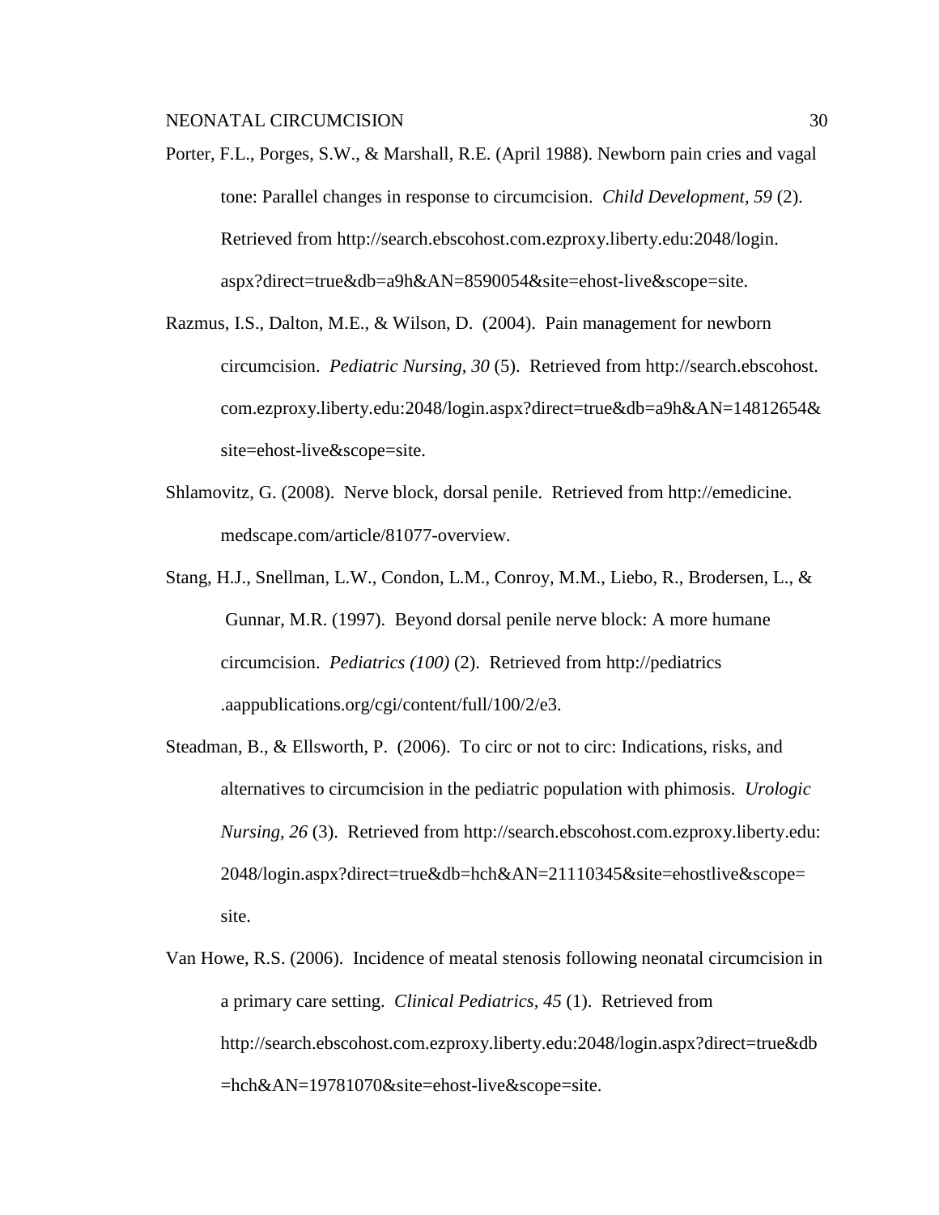Porter, F.L., Porges, S.W., & Marshall, R.E. (April 1988). Newborn pain cries and vagal tone: Parallel changes in response to circumcision. *Child Development, 59* (2). Retrieved from http://search.ebscohost.com.ezproxy.liberty.edu:2048/login.aspx?direct=true&db=a9h&AN=8590054&site=ehost-live&scope=site.

Razmus, I.S., Dalton, M.E., & Wilson, D. (2004). Pain management for newborn circumcision. *Pediatric Nursing, 30* (5). Retrieved from http://search.ebscohost.com.ezproxy.liberty.edu:2048/login.aspx?direct=true&db=a9h&AN=14812654&site=ehost-live&scope=site.

Shlamovitz, G. (2008). Nerve block, dorsal penile. Retrieved from http://emedicine.medscape.com/article/81077-overview.

Stang, H.J., Snellman, L.W., Condon, L.M., Conroy, M.M., Liebo, R., Brodersen, L., & Gunnar, M.R. (1997). Beyond dorsal penile nerve block: A more humane circumcision. *Pediatrics (100)* (2). Retrieved from http://pediatrics.aappublications.org/cgi/content/full/100/2/e3.

Steadman, B., & Ellsworth, P. (2006). To circ or not to circ: Indications, risks, and alternatives to circumcision in the pediatric population with phimosis. *Urologic Nursing, 26* (3). Retrieved from http://search.ebscohost.com.ezproxy.liberty.edu:2048/login.aspx?direct=true&db=hch&AN=21110345&site=ehostlive&scope=site.

Van Howe, R.S. (2006). Incidence of meatal stenosis following neonatal circumcision in a primary care setting. *Clinical Pediatrics, 45* (1). Retrieved from http://search.ebscohost.com.ezproxy.liberty.edu:2048/login.aspx?direct=true&db=hch&AN=19781070&site=ehost-live&scope=site.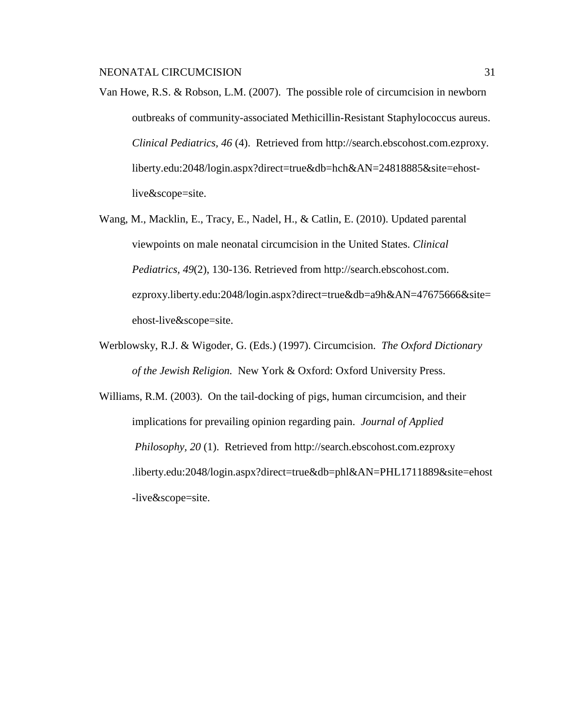Van Howe, R.S. & Robson, L.M. (2007). The possible role of circumcision in newborn outbreaks of community-associated Methicillin-Resistant Staphylococcus aureus. *Clinical Pediatrics, 46* (4). Retrieved from http://search.ebscohost.com.ezproxy.liberty.edu:2048/login.aspx?direct=true&db=hch&AN=24818885&site=ehost-live&scope=site.

Wang, M., Macklin, E., Tracy, E., Nadel, H., & Catlin, E. (2010). Updated parental viewpoints on male neonatal circumcision in the United States. *Clinical Pediatrics, 49*(2), 130-136. Retrieved from http://search.ebscohost.com.ezproxy.liberty.edu:2048/login.aspx?direct=true&db=a9h&AN=47675666&site=ehost-live&scope=site.

Werblowsky, R.J. & Wigoder, G. (Eds.) (1997). Circumcision. *The Oxford Dictionary of the Jewish Religion.* New York & Oxford: Oxford University Press.

Williams, R.M. (2003). On the tail-docking of pigs, human circumcision, and their implications for prevailing opinion regarding pain. *Journal of Applied Philosophy, 20* (1). Retrieved from http://search.ebscohost.com.ezproxy.liberty.edu:2048/login.aspx?direct=true&db=phl&AN=PHL1711889&site=ehost-live&scope=site.